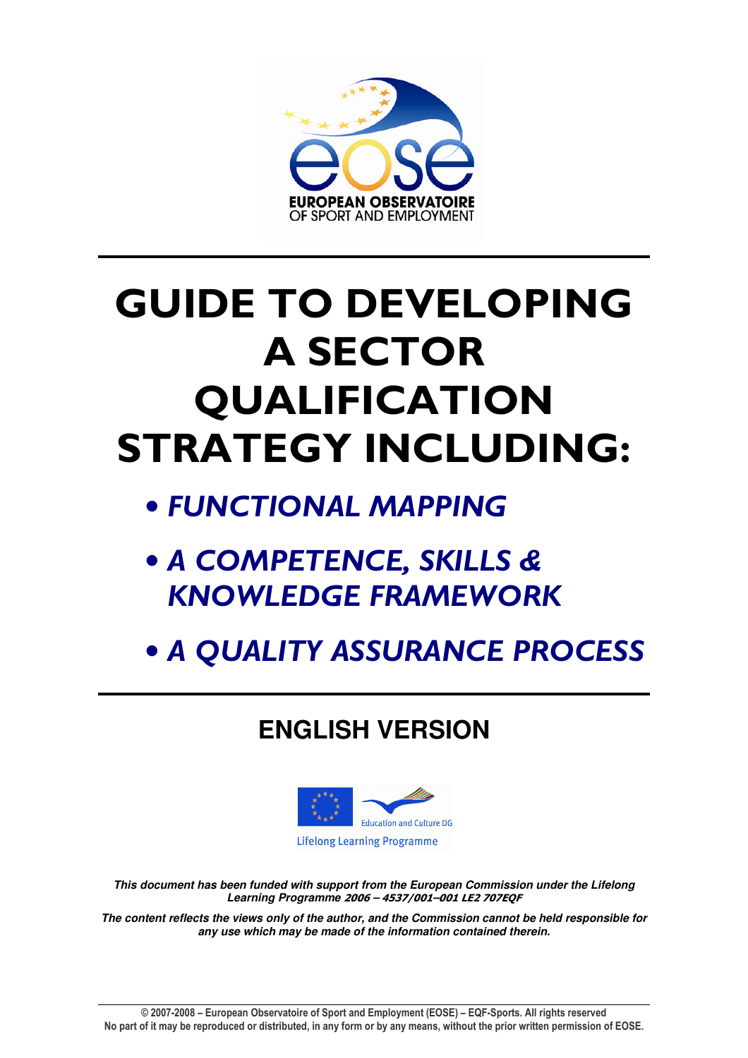EUROPEAN OBSERVATOIRE OF SPORT AND EMPLOYMENT

# GUIDE TO DEVELOPING A SECTOR QUALIFICATION STRATEGY INCLUDING:

- ***FUNCTIONAL MAPPING***
- ***A COMPETENCE, SKILLS & KNOWLEDGE FRAMEWORK***
- ***A QUALITY ASSURANCE PROCESS***

## ENGLISH VERSION

Education and Culture DG

Lifelong Learning Programme

***This document has been funded with support from the European Commission under the Lifelong Learning Programme 2006 – 4537/001–001 LE2 707EQF***

***The content reflects the views only of the author, and the Commission cannot be held responsible for any use which may be made of the information contained therein.***

**© 2007-2008 – European Observatoire of Sport and Employment (EOSE) – EQF-Sports. All rights reserved**
**No part of it may be reproduced or distributed, in any form or by any means, without the prior written permission of EOSE.**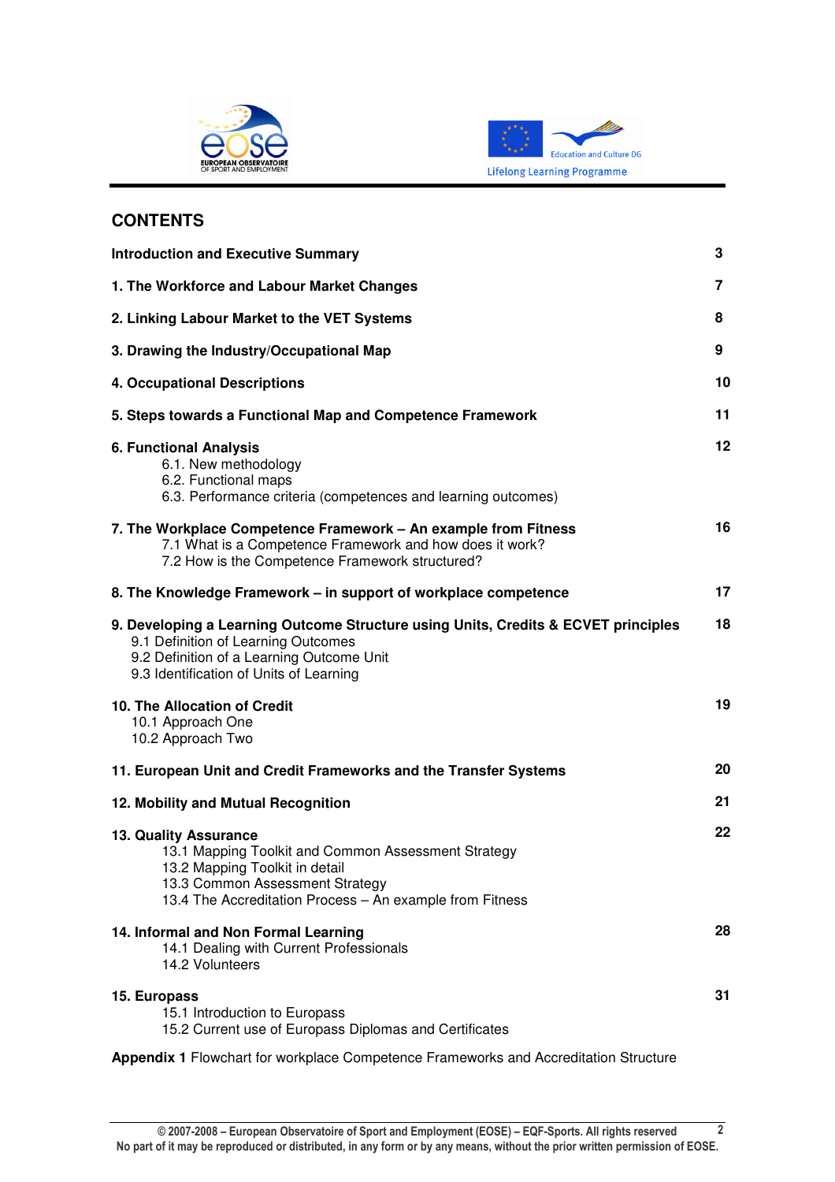## CONTENTS

**Introduction and Executive Summary** 3

**1. The Workforce and Labour Market Changes** 7

**2. Linking Labour Market to the VET Systems** 8

**3. Drawing the Industry/Occupational Map** 9

**4. Occupational Descriptions** 10

**5. Steps towards a Functional Map and Competence Framework** 11

**6. Functional Analysis** 12
- 6.1. New methodology
- 6.2. Functional maps
- 6.3. Performance criteria (competences and learning outcomes)

**7. The Workplace Competence Framework – An example from Fitness** 16
- 7.1 What is a Competence Framework and how does it work?
- 7.2 How is the Competence Framework structured?

**8. The Knowledge Framework – in support of workplace competence** 17

**9. Developing a Learning Outcome Structure using Units, Credits & ECVET principles** 18
- 9.1 Definition of Learning Outcomes
- 9.2 Definition of a Learning Outcome Unit
- 9.3 Identification of Units of Learning

**10. The Allocation of Credit** 19
- 10.1 Approach One
- 10.2 Approach Two

**11. European Unit and Credit Frameworks and the Transfer Systems** 20

**12. Mobility and Mutual Recognition** 21

**13. Quality Assurance** 22
- 13.1 Mapping Toolkit and Common Assessment Strategy
- 13.2 Mapping Toolkit in detail
- 13.3 Common Assessment Strategy
- 13.4 The Accreditation Process – An example from Fitness

**14. Informal and Non Formal Learning** 28
- 14.1 Dealing with Current Professionals
- 14.2 Volunteers

**15. Europass** 31
- 15.1 Introduction to Europass
- 15.2 Current use of Europass Diplomas and Certificates

**Appendix 1** Flowchart for workplace Competence Frameworks and Accreditation Structure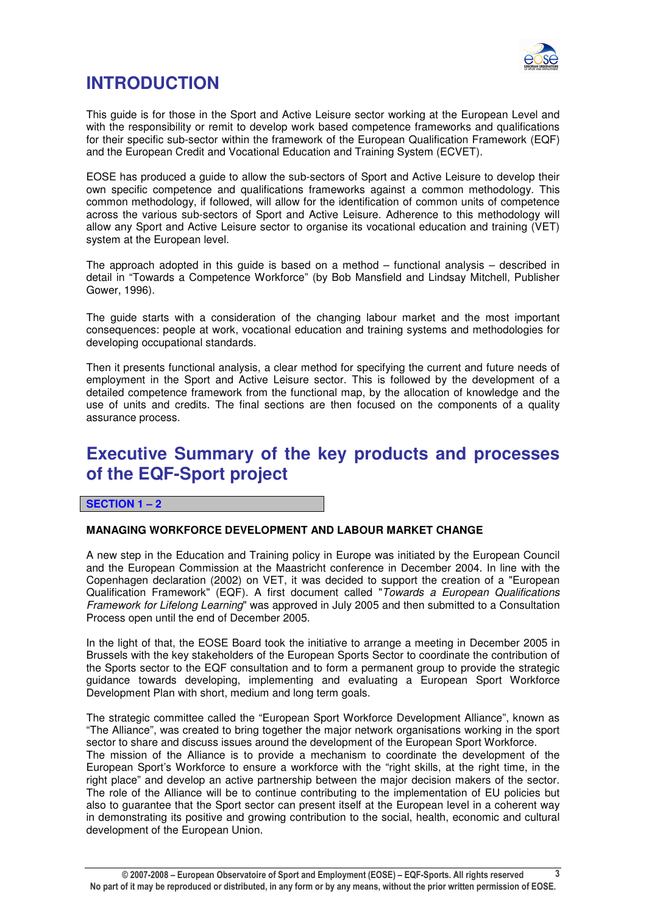# INTRODUCTION

This guide is for those in the Sport and Active Leisure sector working at the European Level and with the responsibility or remit to develop work based competence frameworks and qualifications for their specific sub-sector within the framework of the European Qualification Framework (EQF) and the European Credit and Vocational Education and Training System (ECVET).

EOSE has produced a guide to allow the sub-sectors of Sport and Active Leisure to develop their own specific competence and qualifications frameworks against a common methodology. This common methodology, if followed, will allow for the identification of common units of competence across the various sub-sectors of Sport and Active Leisure. Adherence to this methodology will allow any Sport and Active Leisure sector to organise its vocational education and training (VET) system at the European level.

The approach adopted in this guide is based on a method – functional analysis – described in detail in "Towards a Competence Workforce" (by Bob Mansfield and Lindsay Mitchell, Publisher Gower, 1996).

The guide starts with a consideration of the changing labour market and the most important consequences: people at work, vocational education and training systems and methodologies for developing occupational standards.

Then it presents functional analysis, a clear method for specifying the current and future needs of employment in the Sport and Active Leisure sector. This is followed by the development of a detailed competence framework from the functional map, by the allocation of knowledge and the use of units and credits. The final sections are then focused on the components of a quality assurance process.

# Executive Summary of the key products and processes of the EQF-Sport project

**SECTION 1 – 2**

**MANAGING WORKFORCE DEVELOPMENT AND LABOUR MARKET CHANGE**

A new step in the Education and Training policy in Europe was initiated by the European Council and the European Commission at the Maastricht conference in December 2004. In line with the Copenhagen declaration (2002) on VET, it was decided to support the creation of a "European Qualification Framework" (EQF). A first document called "*Towards a European Qualifications Framework for Lifelong Learning*" was approved in July 2005 and then submitted to a Consultation Process open until the end of December 2005.

In the light of that, the EOSE Board took the initiative to arrange a meeting in December 2005 in Brussels with the key stakeholders of the European Sports Sector to coordinate the contribution of the Sports sector to the EQF consultation and to form a permanent group to provide the strategic guidance towards developing, implementing and evaluating a European Sport Workforce Development Plan with short, medium and long term goals.

The strategic committee called the "European Sport Workforce Development Alliance", known as "The Alliance", was created to bring together the major network organisations working in the sport sector to share and discuss issues around the development of the European Sport Workforce.
The mission of the Alliance is to provide a mechanism to coordinate the development of the European Sport's Workforce to ensure a workforce with the "right skills, at the right time, in the right place" and develop an active partnership between the major decision makers of the sector. The role of the Alliance will be to continue contributing to the implementation of EU policies but also to guarantee that the Sport sector can present itself at the European level in a coherent way in demonstrating its positive and growing contribution to the social, health, economic and cultural development of the European Union.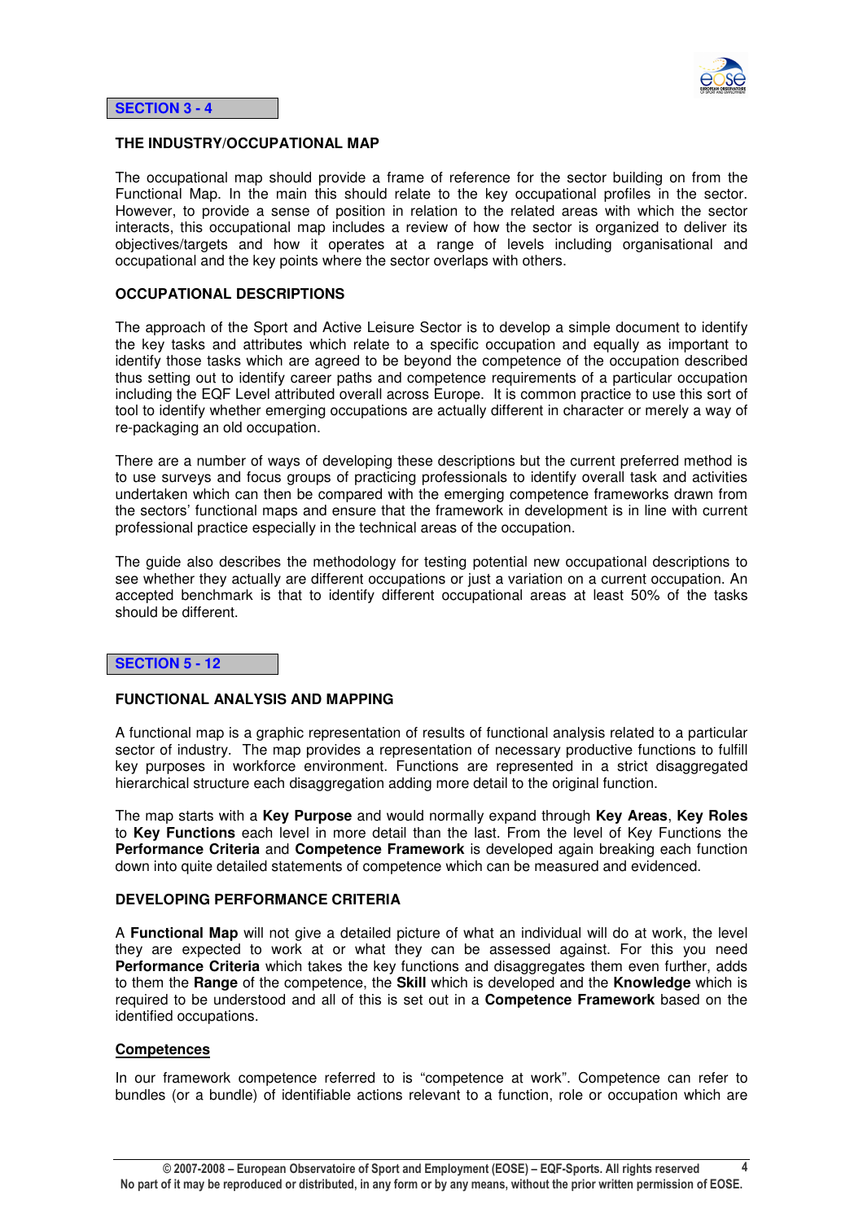**SECTION 3 - 4**

### THE INDUSTRY/OCCUPATIONAL MAP

The occupational map should provide a frame of reference for the sector building on from the Functional Map. In the main this should relate to the key occupational profiles in the sector. However, to provide a sense of position in relation to the related areas with which the sector interacts, this occupational map includes a review of how the sector is organized to deliver its objectives/targets and how it operates at a range of levels including organisational and occupational and the key points where the sector overlaps with others.

### OCCUPATIONAL DESCRIPTIONS

The approach of the Sport and Active Leisure Sector is to develop a simple document to identify the key tasks and attributes which relate to a specific occupation and equally as important to identify those tasks which are agreed to be beyond the competence of the occupation described thus setting out to identify career paths and competence requirements of a particular occupation including the EQF Level attributed overall across Europe. It is common practice to use this sort of tool to identify whether emerging occupations are actually different in character or merely a way of re-packaging an old occupation.

There are a number of ways of developing these descriptions but the current preferred method is to use surveys and focus groups of practicing professionals to identify overall task and activities undertaken which can then be compared with the emerging competence frameworks drawn from the sectors' functional maps and ensure that the framework in development is in line with current professional practice especially in the technical areas of the occupation.

The guide also describes the methodology for testing potential new occupational descriptions to see whether they actually are different occupations or just a variation on a current occupation. An accepted benchmark is that to identify different occupational areas at least 50% of the tasks should be different.

**SECTION 5 - 12**

### FUNCTIONAL ANALYSIS AND MAPPING

A functional map is a graphic representation of results of functional analysis related to a particular sector of industry. The map provides a representation of necessary productive functions to fulfill key purposes in workforce environment. Functions are represented in a strict disaggregated hierarchical structure each disaggregation adding more detail to the original function.

The map starts with a **Key Purpose** and would normally expand through **Key Areas**, **Key Roles** to **Key Functions** each level in more detail than the last. From the level of Key Functions the **Performance Criteria** and **Competence Framework** is developed again breaking each function down into quite detailed statements of competence which can be measured and evidenced.

### DEVELOPING PERFORMANCE CRITERIA

A **Functional Map** will not give a detailed picture of what an individual will do at work, the level they are expected to work at or what they can be assessed against. For this you need **Performance Criteria** which takes the key functions and disaggregates them even further, adds to them the **Range** of the competence, the **Skill** which is developed and the **Knowledge** which is required to be understood and all of this is set out in a **Competence Framework** based on the identified occupations.

#### Competences

In our framework competence referred to is "competence at work". Competence can refer to bundles (or a bundle) of identifiable actions relevant to a function, role or occupation which are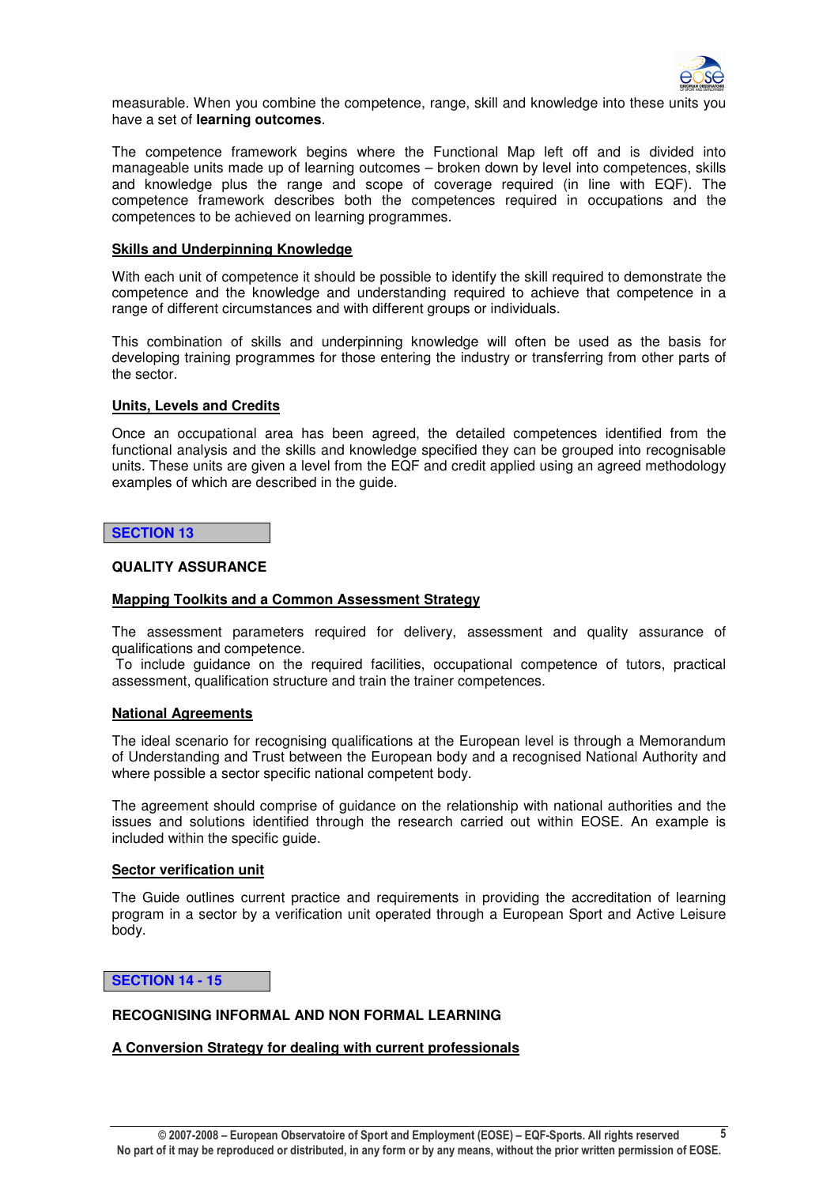measurable. When you combine the competence, range, skill and knowledge into these units you have a set of **learning outcomes**.

The competence framework begins where the Functional Map left off and is divided into manageable units made up of learning outcomes – broken down by level into competences, skills and knowledge plus the range and scope of coverage required (in line with EQF). The competence framework describes both the competences required in occupations and the competences to be achieved on learning programmes.

**Skills and Underpinning Knowledge**

With each unit of competence it should be possible to identify the skill required to demonstrate the competence and the knowledge and understanding required to achieve that competence in a range of different circumstances and with different groups or individuals.

This combination of skills and underpinning knowledge will often be used as the basis for developing training programmes for those entering the industry or transferring from other parts of the sector.

**Units, Levels and Credits**

Once an occupational area has been agreed, the detailed competences identified from the functional analysis and the skills and knowledge specified they can be grouped into recognisable units. These units are given a level from the EQF and credit applied using an agreed methodology examples of which are described in the guide.

## SECTION 13

### QUALITY ASSURANCE

**Mapping Toolkits and a Common Assessment Strategy**

The assessment parameters required for delivery, assessment and quality assurance of qualifications and competence.
To include guidance on the required facilities, occupational competence of tutors, practical assessment, qualification structure and train the trainer competences.

**National Agreements**

The ideal scenario for recognising qualifications at the European level is through a Memorandum of Understanding and Trust between the European body and a recognised National Authority and where possible a sector specific national competent body.

The agreement should comprise of guidance on the relationship with national authorities and the issues and solutions identified through the research carried out within EOSE. An example is included within the specific guide.

**Sector verification unit**

The Guide outlines current practice and requirements in providing the accreditation of learning program in a sector by a verification unit operated through a European Sport and Active Leisure body.

## SECTION 14 - 15

### RECOGNISING INFORMAL AND NON FORMAL LEARNING

**A Conversion Strategy for dealing with current professionals**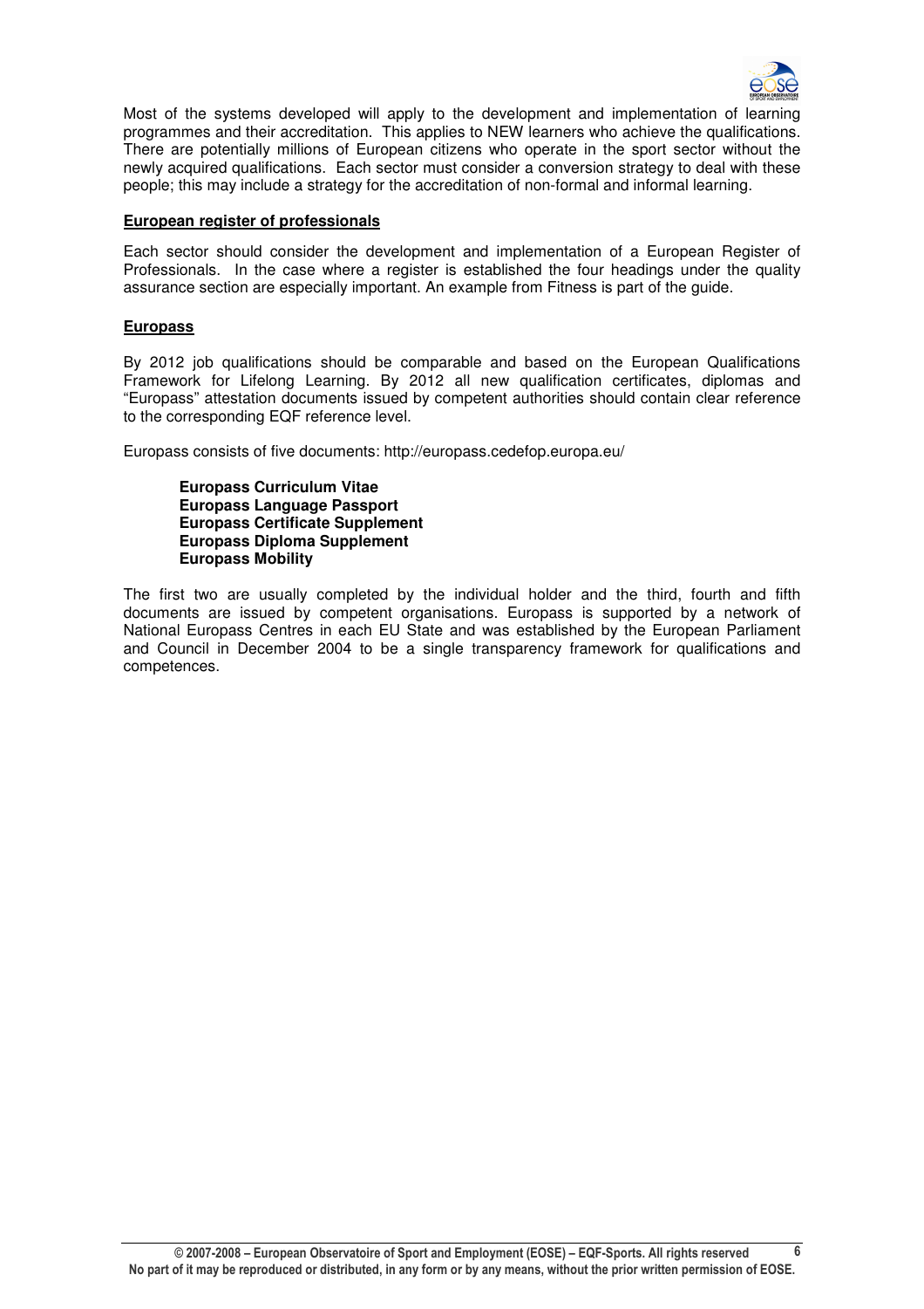Most of the systems developed will apply to the development and implementation of learning programmes and their accreditation. This applies to NEW learners who achieve the qualifications. There are potentially millions of European citizens who operate in the sport sector without the newly acquired qualifications. Each sector must consider a conversion strategy to deal with these people; this may include a strategy for the accreditation of non-formal and informal learning.

**European register of professionals**

Each sector should consider the development and implementation of a European Register of Professionals. In the case where a register is established the four headings under the quality assurance section are especially important. An example from Fitness is part of the guide.

**Europass**

By 2012 job qualifications should be comparable and based on the European Qualifications Framework for Lifelong Learning. By 2012 all new qualification certificates, diplomas and "Europass" attestation documents issued by competent authorities should contain clear reference to the corresponding EQF reference level.

Europass consists of five documents: http://europass.cedefop.europa.eu/

**Europass Curriculum Vitae**
**Europass Language Passport**
**Europass Certificate Supplement**
**Europass Diploma Supplement**
**Europass Mobility**

The first two are usually completed by the individual holder and the third, fourth and fifth documents are issued by competent organisations. Europass is supported by a network of National Europass Centres in each EU State and was established by the European Parliament and Council in December 2004 to be a single transparency framework for qualifications and competences.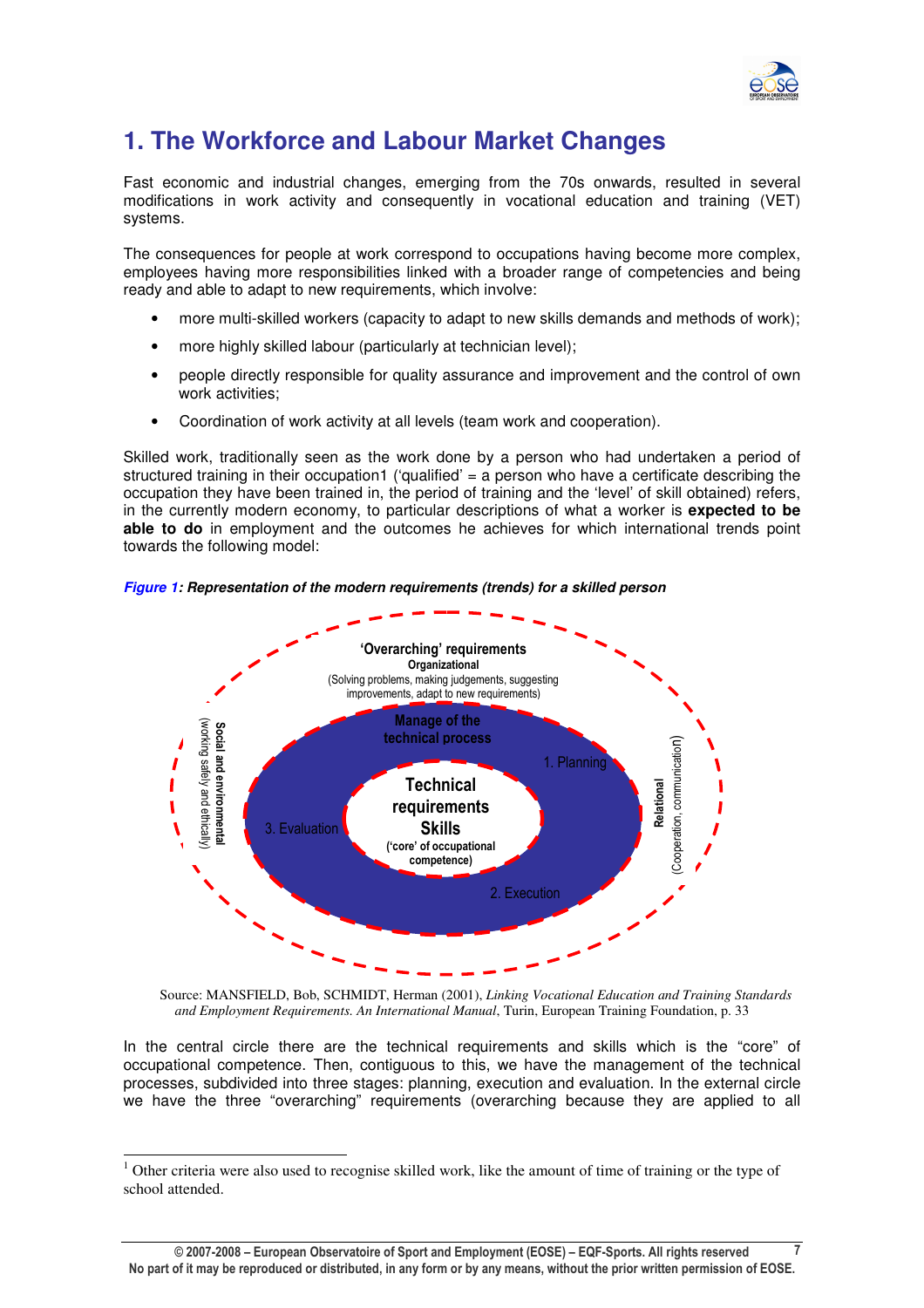# 1. The Workforce and Labour Market Changes

Fast economic and industrial changes, emerging from the 70s onwards, resulted in several modifications in work activity and consequently in vocational education and training (VET) systems.

The consequences for people at work correspond to occupations having become more complex, employees having more responsibilities linked with a broader range of competencies and being ready and able to adapt to new requirements, which involve:

- more multi-skilled workers (capacity to adapt to new skills demands and methods of work);
- more highly skilled labour (particularly at technician level);
- people directly responsible for quality assurance and improvement and the control of own work activities;
- Coordination of work activity at all levels (team work and cooperation).

Skilled work, traditionally seen as the work done by a person who had undertaken a period of structured training in their occupation[1] ('qualified' = a person who have a certificate describing the occupation they have been trained in, the period of training and the 'level' of skill obtained) refers, in the currently modern economy, to particular descriptions of what a worker is **expected to be able to do** in employment and the outcomes he achieves for which international trends point towards the following model:

***Figure 1: Representation of the modern requirements (trends) for a skilled person***

**'Overarching' requirements**
**Organizational**
(Solving problems, making judgements, suggesting improvements, adapt to new requirements)

**Social and environmental**
(working safely and ethically)

**Relational**
(Cooperation, communication)

**Manage of the technical process**
1. Planning
2. Execution
3. Evaluation

**Technical requirements**
**Skills**
**('core' of occupational competence)**

Source: MANSFIELD, Bob, SCHMIDT, Herman (2001), *Linking Vocational Education and Training Standards and Employment Requirements. An International Manual*, Turin, European Training Foundation, p. 33

In the central circle there are the technical requirements and skills which is the "core" of occupational competence. Then, contiguous to this, we have the management of the technical processes, subdivided into three stages: planning, execution and evaluation. In the external circle we have the three "overarching" requirements (overarching because they are applied to all

[1] Other criteria were also used to recognise skilled work, like the amount of time of training or the type of school attended.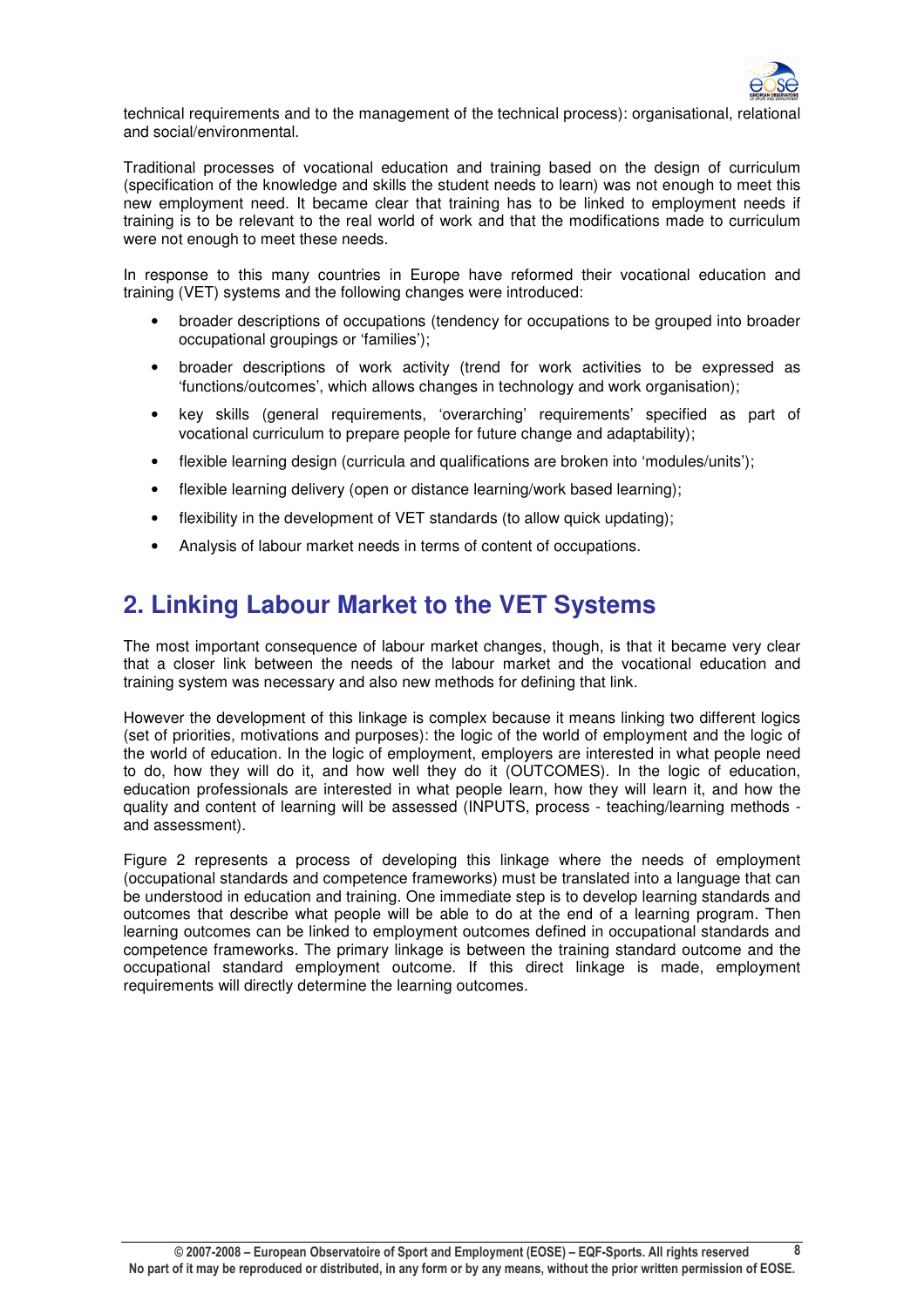technical requirements and to the management of the technical process): organisational, relational and social/environmental.

Traditional processes of vocational education and training based on the design of curriculum (specification of the knowledge and skills the student needs to learn) was not enough to meet this new employment need. It became clear that training has to be linked to employment needs if training is to be relevant to the real world of work and that the modifications made to curriculum were not enough to meet these needs.

In response to this many countries in Europe have reformed their vocational education and training (VET) systems and the following changes were introduced:

- broader descriptions of occupations (tendency for occupations to be grouped into broader occupational groupings or 'families');
- broader descriptions of work activity (trend for work activities to be expressed as 'functions/outcomes', which allows changes in technology and work organisation);
- key skills (general requirements, 'overarching' requirements' specified as part of vocational curriculum to prepare people for future change and adaptability);
- flexible learning design (curricula and qualifications are broken into 'modules/units');
- flexible learning delivery (open or distance learning/work based learning);
- flexibility in the development of VET standards (to allow quick updating);
- Analysis of labour market needs in terms of content of occupations.

## 2. Linking Labour Market to the VET Systems

The most important consequence of labour market changes, though, is that it became very clear that a closer link between the needs of the labour market and the vocational education and training system was necessary and also new methods for defining that link.

However the development of this linkage is complex because it means linking two different logics (set of priorities, motivations and purposes): the logic of the world of employment and the logic of the world of education. In the logic of employment, employers are interested in what people need to do, how they will do it, and how well they do it (OUTCOMES). In the logic of education, education professionals are interested in what people learn, how they will learn it, and how the quality and content of learning will be assessed (INPUTS, process - teaching/learning methods - and assessment).

Figure 2 represents a process of developing this linkage where the needs of employment (occupational standards and competence frameworks) must be translated into a language that can be understood in education and training. One immediate step is to develop learning standards and outcomes that describe what people will be able to do at the end of a learning program. Then learning outcomes can be linked to employment outcomes defined in occupational standards and competence frameworks. The primary linkage is between the training standard outcome and the occupational standard employment outcome. If this direct linkage is made, employment requirements will directly determine the learning outcomes.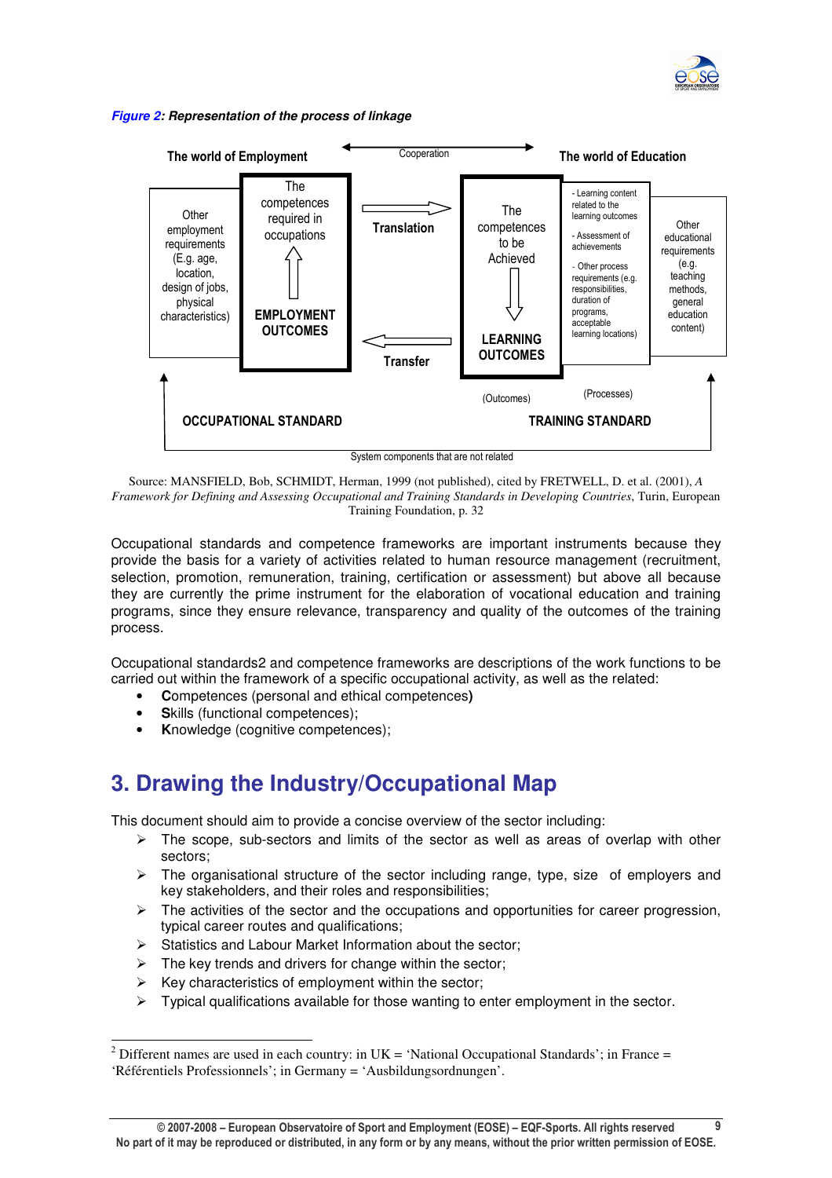***Figure 2*: Representation of the process of linkage**

The world of Employment — Cooperation — The world of Education

| Other employment requirements (E.g. age, location, design of jobs, physical characteristics) | The competences required in occupations ↑ **EMPLOYMENT OUTCOMES** | **Translation** → / ← **Transfer** | The competences to be Achieved ↓ **LEARNING OUTCOMES** | - Learning content related to the learning outcomes - Assessment of achievements - Other process requirements (e.g. responsibilities, duration of programs, acceptable learning locations) | Other educational requirements (e.g. teaching methods, general education content) |
|---|---|---|---|---|---|
| **OCCUPATIONAL STANDARD** | | | (Outcomes) **TRAINING STANDARD** | (Processes) | |

System components that are not related

Source: MANSFIELD, Bob, SCHMIDT, Herman, 1999 (not published), cited by FRETWELL, D. et al. (2001), *A Framework for Defining and Assessing Occupational and Training Standards in Developing Countries*, Turin, European Training Foundation, p. 32

Occupational standards and competence frameworks are important instruments because they provide the basis for a variety of activities related to human resource management (recruitment, selection, promotion, remuneration, training, certification or assessment) but above all because they are currently the prime instrument for the elaboration of vocational education and training programs, since they ensure relevance, transparency and quality of the outcomes of the training process.

Occupational standards[2] and competence frameworks are descriptions of the work functions to be carried out within the framework of a specific occupational activity, as well as the related:

- **C**ompetences (personal and ethical competences**)**
- **S**kills (functional competences);
- **K**nowledge (cognitive competences);

## 3. Drawing the Industry/Occupational Map

This document should aim to provide a concise overview of the sector including:

- The scope, sub-sectors and limits of the sector as well as areas of overlap with other sectors;
- The organisational structure of the sector including range, type, size of employers and key stakeholders, and their roles and responsibilities;
- The activities of the sector and the occupations and opportunities for career progression, typical career routes and qualifications;
- Statistics and Labour Market Information about the sector;
- The key trends and drivers for change within the sector;
- Key characteristics of employment within the sector;
- Typical qualifications available for those wanting to enter employment in the sector.

[2] Different names are used in each country: in UK = 'National Occupational Standards'; in France = 'Référentiels Professionnels'; in Germany = 'Ausbildungsordnungen'.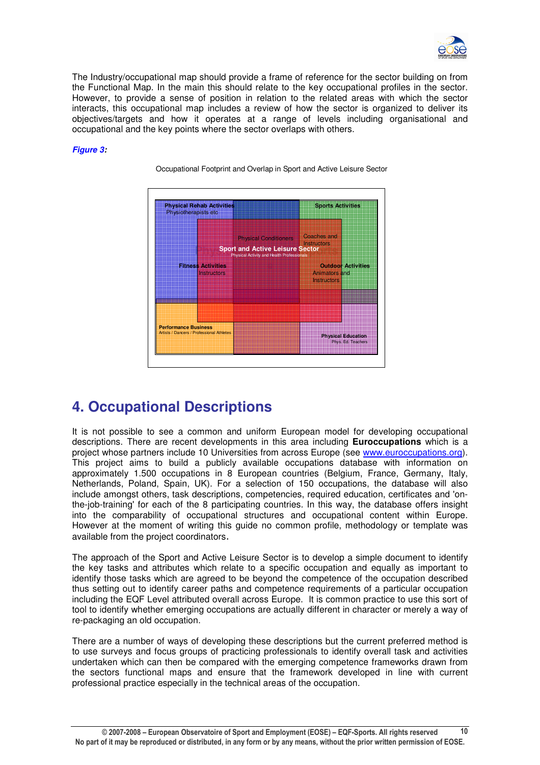The Industry/occupational map should provide a frame of reference for the sector building on from the Functional Map. In the main this should relate to the key occupational profiles in the sector. However, to provide a sense of position in relation to the related areas with which the sector interacts, this occupational map includes a review of how the sector is organized to deliver its objectives/targets and how it operates at a range of levels including organisational and occupational and the key points where the sector overlaps with others.

***Figure 3:***

Occupational Footprint and Overlap in Sport and Active Leisure Sector

Physical Rehab Activities
Physiotherapists etc.

Sports Activities

Physical Conditioners

Coaches and Instructors

**Sport and Active Leisure Sector**
Physical Activity and Health Professionals

Fitness Activities
Instructors

Outdoor Activities
Animators and Instructors

Performance Business
Artists / Dancers / Professional Athletes

Physical Education
Phys. Ed. Teachers

## 4. Occupational Descriptions

It is not possible to see a common and uniform European model for developing occupational descriptions. There are recent developments in this area including **Euroccupations** which is a project whose partners include 10 Universities from across Europe (see www.euroccupations.org). This project aims to build a publicly available occupations database with information on approximately 1.500 occupations in 8 European countries (Belgium, France, Germany, Italy, Netherlands, Poland, Spain, UK). For a selection of 150 occupations, the database will also include amongst others, task descriptions, competencies, required education, certificates and 'on-the-job-training' for each of the 8 participating countries. In this way, the database offers insight into the comparability of occupational structures and occupational content within Europe. However at the moment of writing this guide no common profile, methodology or template was available from the project coordinators.

The approach of the Sport and Active Leisure Sector is to develop a simple document to identify the key tasks and attributes which relate to a specific occupation and equally as important to identify those tasks which are agreed to be beyond the competence of the occupation described thus setting out to identify career paths and competence requirements of a particular occupation including the EQF Level attributed overall across Europe. It is common practice to use this sort of tool to identify whether emerging occupations are actually different in character or merely a way of re-packaging an old occupation.

There are a number of ways of developing these descriptions but the current preferred method is to use surveys and focus groups of practicing professionals to identify overall task and activities undertaken which can then be compared with the emerging competence frameworks drawn from the sectors functional maps and ensure that the framework developed in line with current professional practice especially in the technical areas of the occupation.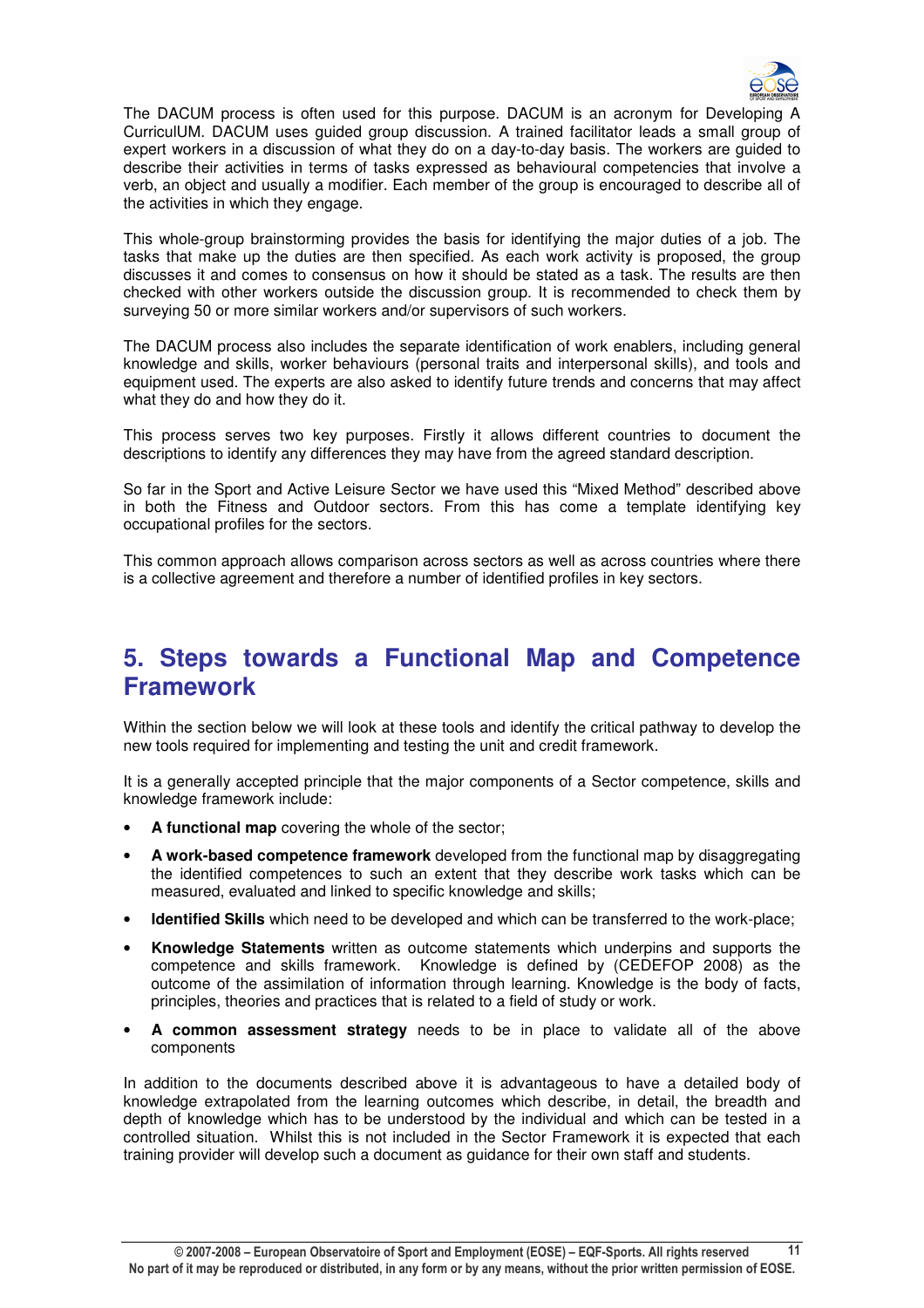The DACUM process is often used for this purpose. DACUM is an acronym for Developing A CurriculUM. DACUM uses guided group discussion. A trained facilitator leads a small group of expert workers in a discussion of what they do on a day-to-day basis. The workers are guided to describe their activities in terms of tasks expressed as behavioural competencies that involve a verb, an object and usually a modifier. Each member of the group is encouraged to describe all of the activities in which they engage.

This whole-group brainstorming provides the basis for identifying the major duties of a job. The tasks that make up the duties are then specified. As each work activity is proposed, the group discusses it and comes to consensus on how it should be stated as a task. The results are then checked with other workers outside the discussion group. It is recommended to check them by surveying 50 or more similar workers and/or supervisors of such workers.

The DACUM process also includes the separate identification of work enablers, including general knowledge and skills, worker behaviours (personal traits and interpersonal skills), and tools and equipment used. The experts are also asked to identify future trends and concerns that may affect what they do and how they do it.

This process serves two key purposes. Firstly it allows different countries to document the descriptions to identify any differences they may have from the agreed standard description.

So far in the Sport and Active Leisure Sector we have used this “Mixed Method” described above in both the Fitness and Outdoor sectors. From this has come a template identifying key occupational profiles for the sectors.

This common approach allows comparison across sectors as well as across countries where there is a collective agreement and therefore a number of identified profiles in key sectors.

# 5. Steps towards a Functional Map and Competence Framework

Within the section below we will look at these tools and identify the critical pathway to develop the new tools required for implementing and testing the unit and credit framework.

It is a generally accepted principle that the major components of a Sector competence, skills and knowledge framework include:

- **A functional map** covering the whole of the sector;
- **A work-based competence framework** developed from the functional map by disaggregating the identified competences to such an extent that they describe work tasks which can be measured, evaluated and linked to specific knowledge and skills;
- **Identified Skills** which need to be developed and which can be transferred to the work-place;
- **Knowledge Statements** written as outcome statements which underpins and supports the competence and skills framework. Knowledge is defined by (CEDEFOP 2008) as the outcome of the assimilation of information through learning. Knowledge is the body of facts, principles, theories and practices that is related to a field of study or work.
- **A common assessment strategy** needs to be in place to validate all of the above components

In addition to the documents described above it is advantageous to have a detailed body of knowledge extrapolated from the learning outcomes which describe, in detail, the breadth and depth of knowledge which has to be understood by the individual and which can be tested in a controlled situation. Whilst this is not included in the Sector Framework it is expected that each training provider will develop such a document as guidance for their own staff and students.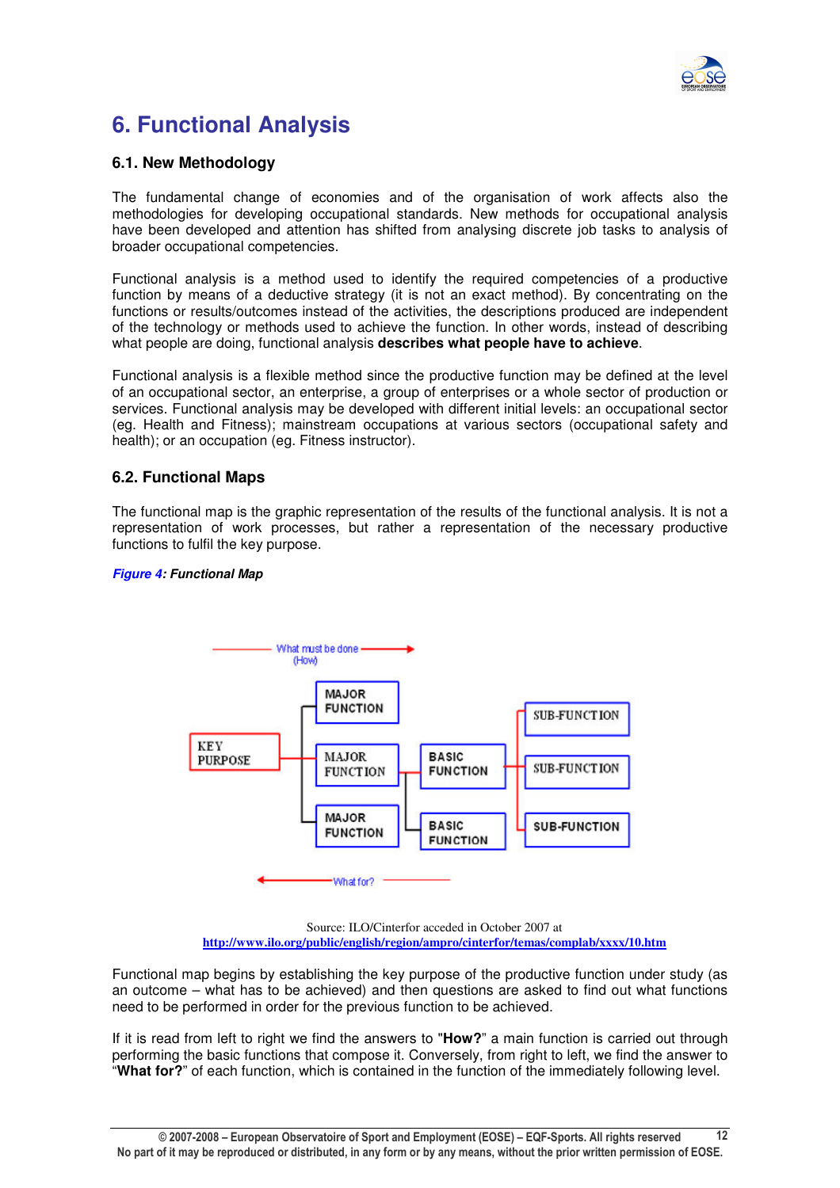# 6. Functional Analysis

## 6.1. New Methodology

The fundamental change of economies and of the organisation of work affects also the methodologies for developing occupational standards. New methods for occupational analysis have been developed and attention has shifted from analysing discrete job tasks to analysis of broader occupational competencies.

Functional analysis is a method used to identify the required competencies of a productive function by means of a deductive strategy (it is not an exact method). By concentrating on the functions or results/outcomes instead of the activities, the descriptions produced are independent of the technology or methods used to achieve the function. In other words, instead of describing what people are doing, functional analysis **describes what people have to achieve**.

Functional analysis is a flexible method since the productive function may be defined at the level of an occupational sector, an enterprise, a group of enterprises or a whole sector of production or services. Functional analysis may be developed with different initial levels: an occupational sector (eg. Health and Fitness); mainstream occupations at various sectors (occupational safety and health); or an occupation (eg. Fitness instructor).

## 6.2. Functional Maps

The functional map is the graphic representation of the results of the functional analysis. It is not a representation of work processes, but rather a representation of the necessary productive functions to fulfil the key purpose.

***Figure 4*: Functional Map**

What must be done (How) →

KEY PURPOSE → MAJOR FUNCTION / MAJOR FUNCTION / MAJOR FUNCTION → BASIC FUNCTION / BASIC FUNCTION → SUB-FUNCTION / SUB-FUNCTION / SUB-FUNCTION

← What for?

Source: ILO/Cinterfor acceded in October 2007 at http://www.ilo.org/public/english/region/ampro/cinterfor/temas/complab/xxxx/10.htm

Functional map begins by establishing the key purpose of the productive function under study (as an outcome – what has to be achieved) and then questions are asked to find out what functions need to be performed in order for the previous function to be achieved.

If it is read from left to right we find the answers to "**How?**" a main function is carried out through performing the basic functions that compose it. Conversely, from right to left, we find the answer to "**What for?**" of each function, which is contained in the function of the immediately following level.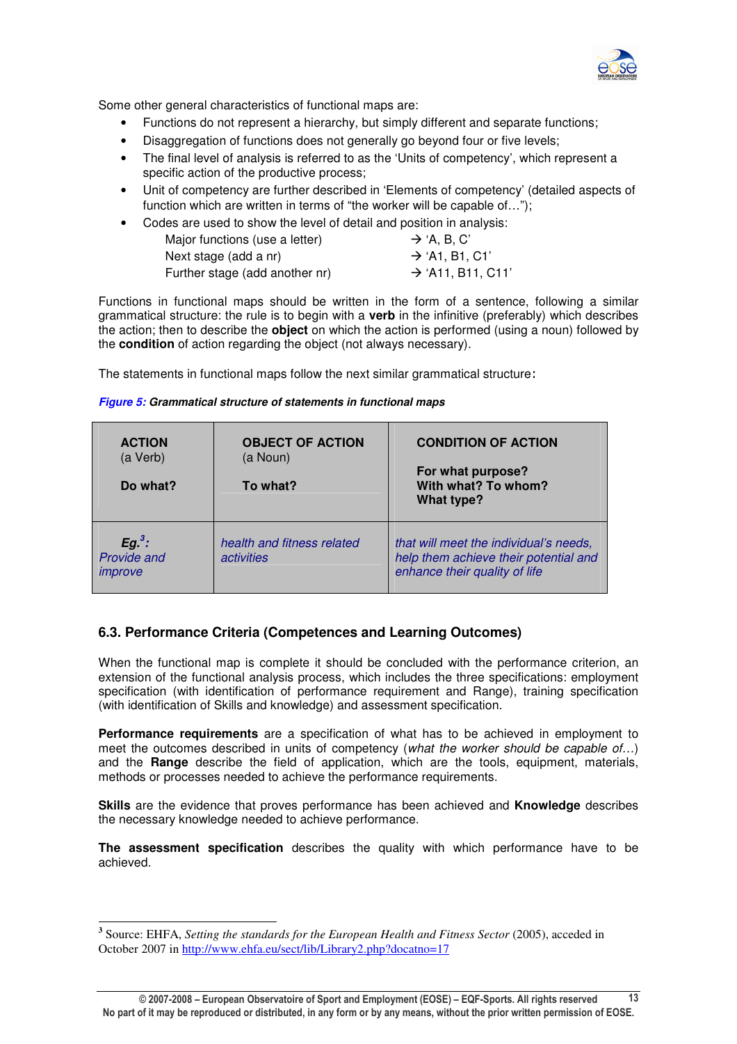Some other general characteristics of functional maps are:

- Functions do not represent a hierarchy, but simply different and separate functions;
- Disaggregation of functions does not generally go beyond four or five levels;
- The final level of analysis is referred to as the 'Units of competency', which represent a specific action of the productive process;
- Unit of competency are further described in 'Elements of competency' (detailed aspects of function which are written in terms of "the worker will be capable of…");
- Codes are used to show the level of detail and position in analysis:
  - Major functions (use a letter) → 'A, B, C'
  - Next stage (add a nr) → 'A1, B1, C1'
  - Further stage (add another nr) → 'A11, B11, C11'

Functions in functional maps should be written in the form of a sentence, following a similar grammatical structure: the rule is to begin with a **verb** in the infinitive (preferably) which describes the action; then to describe the **object** on which the action is performed (using a noun) followed by the **condition** of action regarding the object (not always necessary).

The statements in functional maps follow the next similar grammatical structure:

***Figure 5:*** ***Grammatical structure of statements in functional maps***

| **ACTION** (a Verb) **Do what?** | **OBJECT OF ACTION** (a Noun) **To what?** | **CONDITION OF ACTION** **For what purpose? With what? To whom? What type?** |
|---|---|---|
| ***Eg.[3]:*** *Provide and improve* | *health and fitness related activities* | *that will meet the individual's needs, help them achieve their potential and enhance their quality of life* |

## 6.3. Performance Criteria (Competences and Learning Outcomes)

When the functional map is complete it should be concluded with the performance criterion, an extension of the functional analysis process, which includes the three specifications: employment specification (with identification of performance requirement and Range), training specification (with identification of Skills and knowledge) and assessment specification.

**Performance requirements** are a specification of what has to be achieved in employment to meet the outcomes described in units of competency (*what the worker should be capable of…*) and the **Range** describe the field of application, which are the tools, equipment, materials, methods or processes needed to achieve the performance requirements.

**Skills** are the evidence that proves performance has been achieved and **Knowledge** describes the necessary knowledge needed to achieve performance.

**The assessment specification** describes the quality with which performance have to be achieved.

---

[3] Source: EHFA, *Setting the standards for the European Health and Fitness Sector* (2005), acceded in October 2007 in http://www.ehfa.eu/sect/lib/Library2.php?docatno=17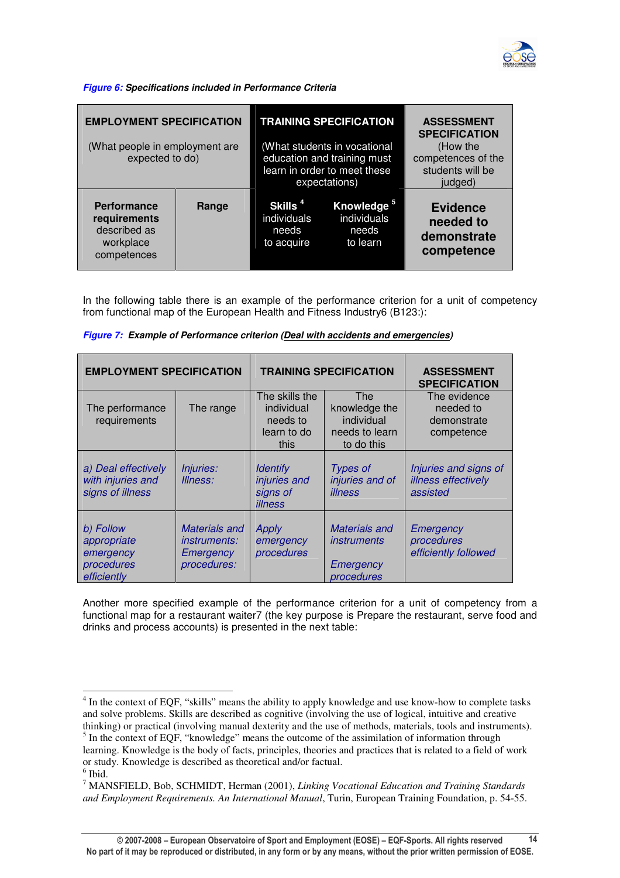***Figure 6:*** ***Specifications included in Performance Criteria***

| **EMPLOYMENT SPECIFICATION** (What people in employment are expected to do) | | **TRAINING SPECIFICATION** (What students in vocational education and training must learn in order to meet these expectations) | | **ASSESSMENT SPECIFICATION** (How the competences of the students will be judged) |
|---|---|---|---|---|
| **Performance requirements** described as workplace competences | **Range** | **Skills** [4] individuals needs to acquire | **Knowledge** [5] individuals needs to learn | **Evidence needed to demonstrate competence** |

In the following table there is an example of the performance criterion for a unit of competency from functional map of the European Health and Fitness Industry6 (B123:):

***Figure 7:*** ***Example of Performance criterion (Deal with accidents and emergencies)***

| **EMPLOYMENT SPECIFICATION** | | **TRAINING SPECIFICATION** | | **ASSESSMENT SPECIFICATION** |
|---|---|---|---|---|
| The performance requirements | The range | The skills the individual needs to learn to do this | The knowledge the individual needs to learn to do this | The evidence needed to demonstrate competence |
| *a) Deal effectively with injuries and signs of illness* | *Injuries: Illness:* | *Identify injuries and signs of illness* | *Types of injuries and of illness* | *Injuries and signs of illness effectively assisted* |
| *b) Follow appropriate emergency procedures efficiently* | *Materials and instruments: Emergency procedures:* | *Apply emergency procedures* | *Materials and instruments Emergency procedures* | *Emergency procedures efficiently followed* |

Another more specified example of the performance criterion for a unit of competency from a functional map for a restaurant waiter7 (the key purpose is Prepare the restaurant, serve food and drinks and process accounts) is presented in the next table:

---

[4] In the context of EQF, "skills" means the ability to apply knowledge and use know-how to complete tasks and solve problems. Skills are described as cognitive (involving the use of logical, intuitive and creative thinking) or practical (involving manual dexterity and the use of methods, materials, tools and instruments).

[5] In the context of EQF, "knowledge" means the outcome of the assimilation of information through learning. Knowledge is the body of facts, principles, theories and practices that is related to a field of work or study. Knowledge is described as theoretical and/or factual.

[6] Ibid.

[7] MANSFIELD, Bob, SCHMIDT, Herman (2001), *Linking Vocational Education and Training Standards and Employment Requirements. An International Manual*, Turin, European Training Foundation, p. 54-55.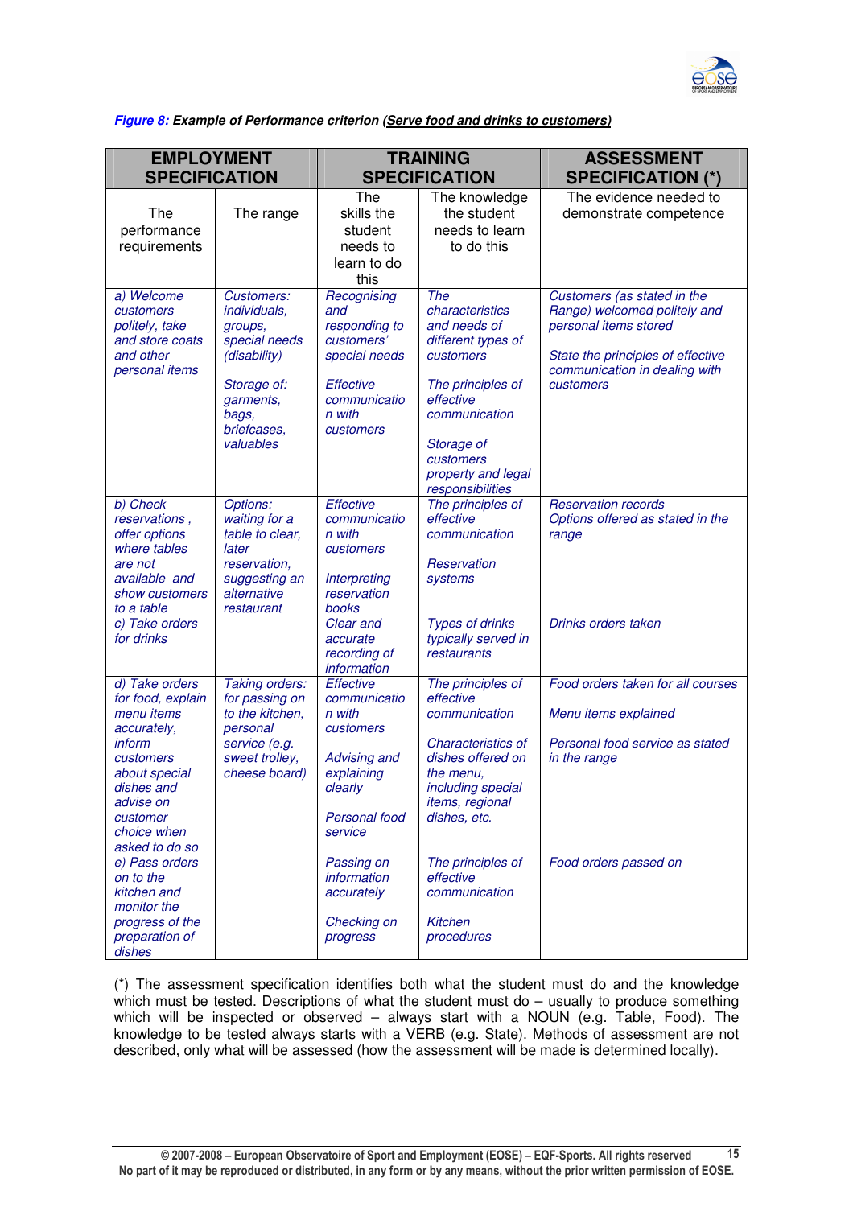***Figure 8:*** ***Example of Performance criterion (<u>Serve food and drinks to customers</u>)***

| EMPLOYMENT SPECIFICATION | | TRAINING SPECIFICATION | | ASSESSMENT SPECIFICATION (*) |
|---|---|---|---|---|
| The performance requirements | The range | The skills the student needs to learn to do this | The knowledge the student needs to learn to do this | The evidence needed to demonstrate competence |
| *a) Welcome customers politely, take and store coats and other personal items* | *Customers: individuals, groups, special needs (disability)*<br><br>*Storage of: garments, bags, briefcases, valuables* | *Recognising and responding to customers' special needs*<br><br>*Effective communication with customers* | *The characteristics and needs of different types of customers*<br><br>*The principles of effective communication*<br><br>*Storage of customers property and legal responsibilities* | *Customers (as stated in the Range) welcomed politely and personal items stored*<br><br>*State the principles of effective communication in dealing with customers* |
| *b) Check reservations , offer options where tables are not available and show customers to a table* | *Options: waiting for a table to clear, later reservation, suggesting an alternative restaurant* | *Effective communication with customers*<br><br>*Interpreting reservation books* | *The principles of effective communication*<br><br>*Reservation systems* | *Reservation records Options offered as stated in the range* |
| *c) Take orders for drinks* | | *Clear and accurate recording of information* | *Types of drinks typically served in restaurants* | *Drinks orders taken* |
| *d) Take orders for food, explain menu items accurately, inform customers about special dishes and advise on customer choice when asked to do so* | *Taking orders: for passing on to the kitchen, personal service (e.g. sweet trolley, cheese board)* | *Effective communication with customers*<br><br>*Advising and explaining clearly*<br><br>*Personal food service* | *The principles of effective communication*<br><br>*Characteristics of dishes offered on the menu, including special items, regional dishes, etc.* | *Food orders taken for all courses*<br><br>*Menu items explained*<br><br>*Personal food service as stated in the range* |
| *e) Pass orders on to the kitchen and monitor the progress of the preparation of dishes* | | *Passing on information accurately*<br><br>*Checking on progress* | *The principles of effective communication*<br><br>*Kitchen procedures* | *Food orders passed on* |

(*) The assessment specification identifies both what the student must do and the knowledge which must be tested. Descriptions of what the student must do – usually to produce something which will be inspected or observed – always start with a NOUN (e.g. Table, Food). The knowledge to be tested always starts with a VERB (e.g. State). Methods of assessment are not described, only what will be assessed (how the assessment will be made is determined locally).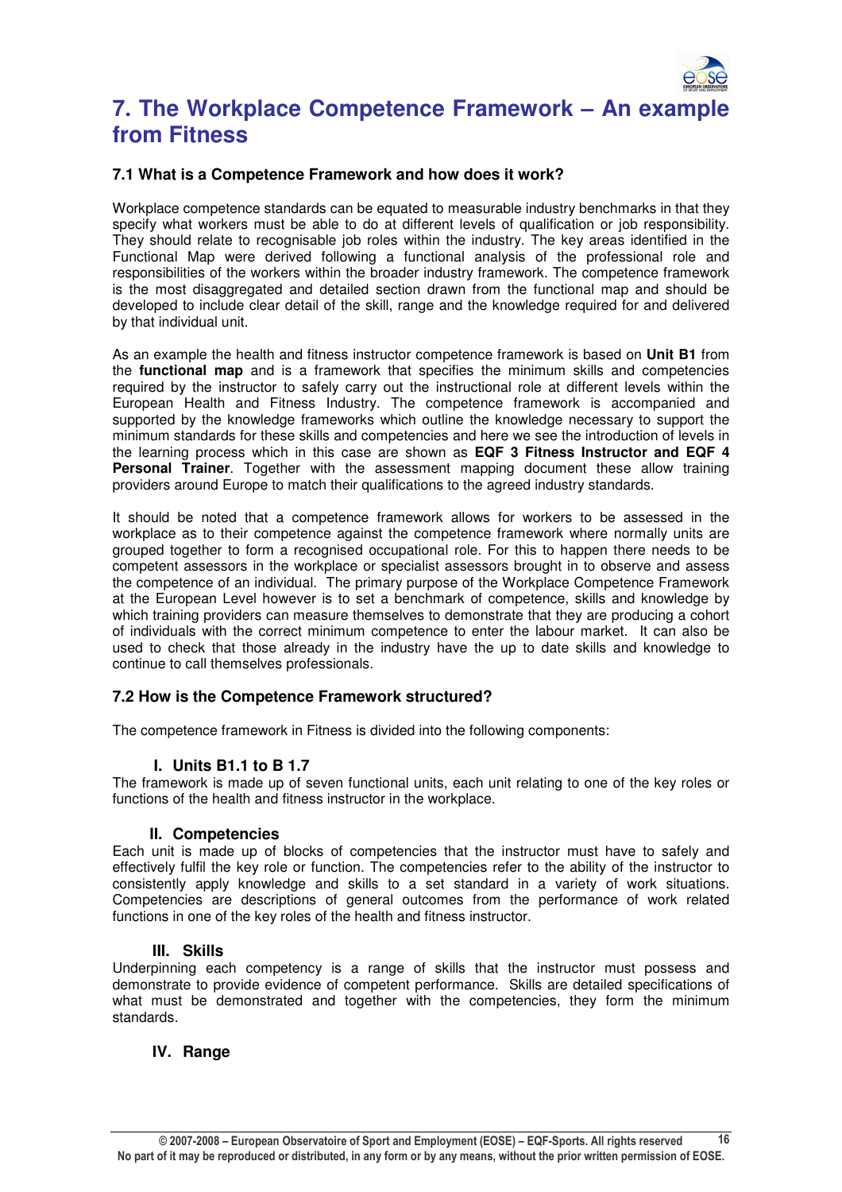# 7. The Workplace Competence Framework – An example from Fitness

## 7.1 What is a Competence Framework and how does it work?

Workplace competence standards can be equated to measurable industry benchmarks in that they specify what workers must be able to do at different levels of qualification or job responsibility. They should relate to recognisable job roles within the industry. The key areas identified in the Functional Map were derived following a functional analysis of the professional role and responsibilities of the workers within the broader industry framework. The competence framework is the most disaggregated and detailed section drawn from the functional map and should be developed to include clear detail of the skill, range and the knowledge required for and delivered by that individual unit.

As an example the health and fitness instructor competence framework is based on **Unit B1** from the **functional map** and is a framework that specifies the minimum skills and competencies required by the instructor to safely carry out the instructional role at different levels within the European Health and Fitness Industry. The competence framework is accompanied and supported by the knowledge frameworks which outline the knowledge necessary to support the minimum standards for these skills and competencies and here we see the introduction of levels in the learning process which in this case are shown as **EQF 3 Fitness Instructor and EQF 4 Personal Trainer**. Together with the assessment mapping document these allow training providers around Europe to match their qualifications to the agreed industry standards.

It should be noted that a competence framework allows for workers to be assessed in the workplace as to their competence against the competence framework where normally units are grouped together to form a recognised occupational role. For this to happen there needs to be competent assessors in the workplace or specialist assessors brought in to observe and assess the competence of an individual. The primary purpose of the Workplace Competence Framework at the European Level however is to set a benchmark of competence, skills and knowledge by which training providers can measure themselves to demonstrate that they are producing a cohort of individuals with the correct minimum competence to enter the labour market. It can also be used to check that those already in the industry have the up to date skills and knowledge to continue to call themselves professionals.

## 7.2 How is the Competence Framework structured?

The competence framework in Fitness is divided into the following components:

### I. Units B1.1 to B 1.7

The framework is made up of seven functional units, each unit relating to one of the key roles or functions of the health and fitness instructor in the workplace.

### II. Competencies

Each unit is made up of blocks of competencies that the instructor must have to safely and effectively fulfil the key role or function. The competencies refer to the ability of the instructor to consistently apply knowledge and skills to a set standard in a variety of work situations. Competencies are descriptions of general outcomes from the performance of work related functions in one of the key roles of the health and fitness instructor.

### III. Skills

Underpinning each competency is a range of skills that the instructor must possess and demonstrate to provide evidence of competent performance. Skills are detailed specifications of what must be demonstrated and together with the competencies, they form the minimum standards.

### IV. Range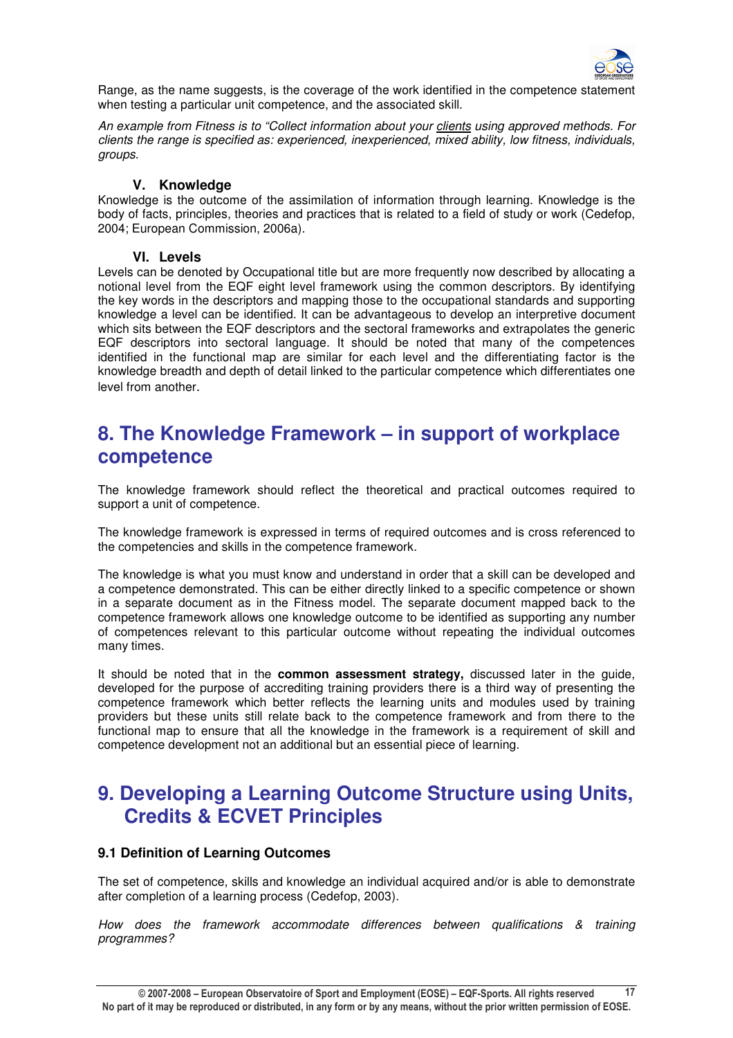Range, as the name suggests, is the coverage of the work identified in the competence statement when testing a particular unit competence, and the associated skill.

*An example from Fitness is to "Collect information about your clients using approved methods. For clients the range is specified as: experienced, inexperienced, mixed ability, low fitness, individuals, groups.*

### V. Knowledge

Knowledge is the outcome of the assimilation of information through learning. Knowledge is the body of facts, principles, theories and practices that is related to a field of study or work (Cedefop, 2004; European Commission, 2006a).

### VI. Levels

Levels can be denoted by Occupational title but are more frequently now described by allocating a notional level from the EQF eight level framework using the common descriptors. By identifying the key words in the descriptors and mapping those to the occupational standards and supporting knowledge a level can be identified. It can be advantageous to develop an interpretive document which sits between the EQF descriptors and the sectoral frameworks and extrapolates the generic EQF descriptors into sectoral language. It should be noted that many of the competences identified in the functional map are similar for each level and the differentiating factor is the knowledge breadth and depth of detail linked to the particular competence which differentiates one level from another.

## 8. The Knowledge Framework – in support of workplace competence

The knowledge framework should reflect the theoretical and practical outcomes required to support a unit of competence.

The knowledge framework is expressed in terms of required outcomes and is cross referenced to the competencies and skills in the competence framework.

The knowledge is what you must know and understand in order that a skill can be developed and a competence demonstrated. This can be either directly linked to a specific competence or shown in a separate document as in the Fitness model. The separate document mapped back to the competence framework allows one knowledge outcome to be identified as supporting any number of competences relevant to this particular outcome without repeating the individual outcomes many times.

It should be noted that in the **common assessment strategy,** discussed later in the guide, developed for the purpose of accrediting training providers there is a third way of presenting the competence framework which better reflects the learning units and modules used by training providers but these units still relate back to the competence framework and from there to the functional map to ensure that all the knowledge in the framework is a requirement of skill and competence development not an additional but an essential piece of learning.

## 9. Developing a Learning Outcome Structure using Units, Credits & ECVET Principles

### 9.1 Definition of Learning Outcomes

The set of competence, skills and knowledge an individual acquired and/or is able to demonstrate after completion of a learning process (Cedefop, 2003).

*How does the framework accommodate differences between qualifications & training programmes?*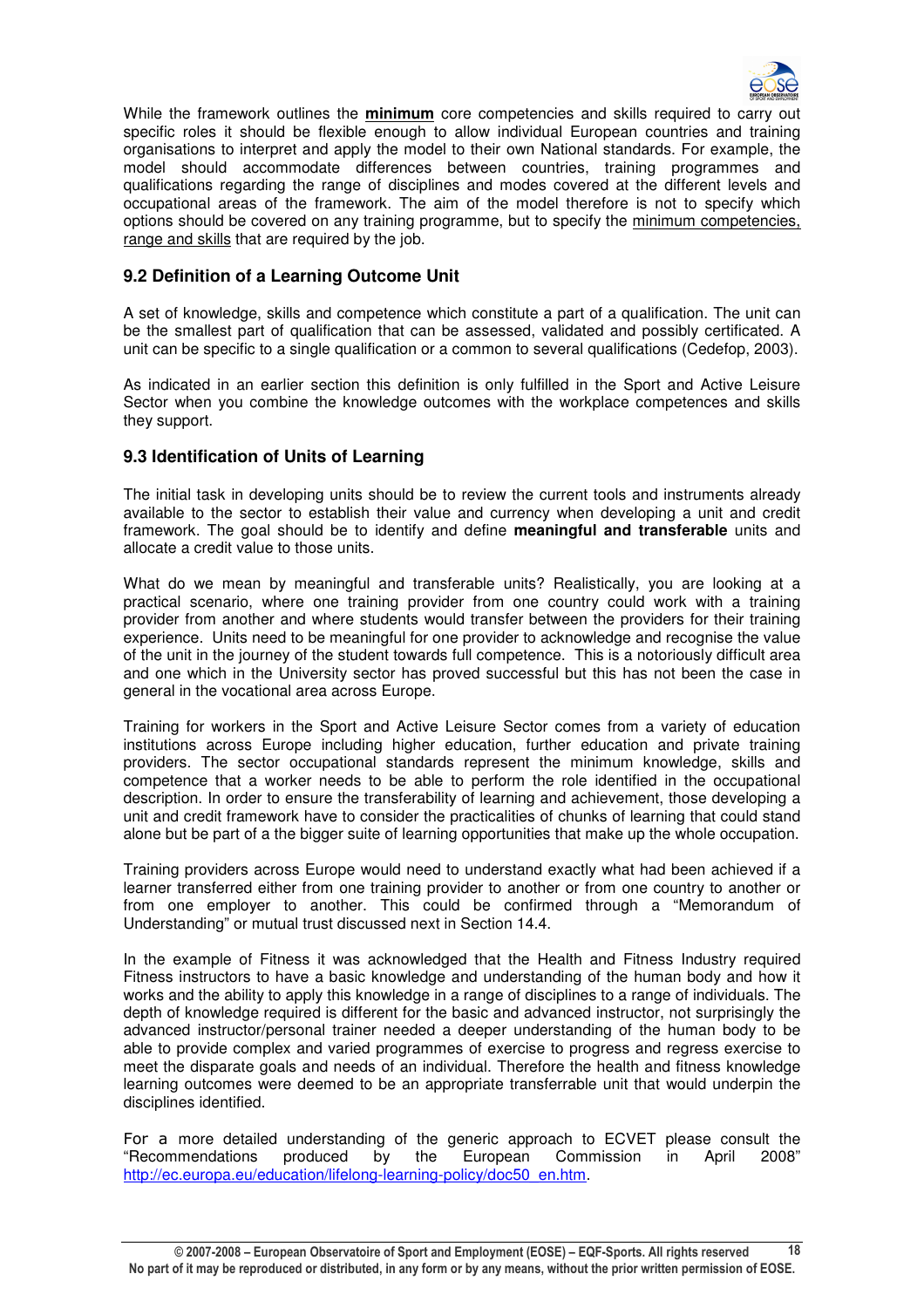While the framework outlines the **minimum** core competencies and skills required to carry out specific roles it should be flexible enough to allow individual European countries and training organisations to interpret and apply the model to their own National standards. For example, the model should accommodate differences between countries, training programmes and qualifications regarding the range of disciplines and modes covered at the different levels and occupational areas of the framework. The aim of the model therefore is not to specify which options should be covered on any training programme, but to specify the minimum competencies, range and skills that are required by the job.

### 9.2 Definition of a Learning Outcome Unit

A set of knowledge, skills and competence which constitute a part of a qualification. The unit can be the smallest part of qualification that can be assessed, validated and possibly certificated. A unit can be specific to a single qualification or a common to several qualifications (Cedefop, 2003).

As indicated in an earlier section this definition is only fulfilled in the Sport and Active Leisure Sector when you combine the knowledge outcomes with the workplace competences and skills they support.

### 9.3 Identification of Units of Learning

The initial task in developing units should be to review the current tools and instruments already available to the sector to establish their value and currency when developing a unit and credit framework. The goal should be to identify and define **meaningful and transferable** units and allocate a credit value to those units.

What do we mean by meaningful and transferable units? Realistically, you are looking at a practical scenario, where one training provider from one country could work with a training provider from another and where students would transfer between the providers for their training experience. Units need to be meaningful for one provider to acknowledge and recognise the value of the unit in the journey of the student towards full competence. This is a notoriously difficult area and one which in the University sector has proved successful but this has not been the case in general in the vocational area across Europe.

Training for workers in the Sport and Active Leisure Sector comes from a variety of education institutions across Europe including higher education, further education and private training providers. The sector occupational standards represent the minimum knowledge, skills and competence that a worker needs to be able to perform the role identified in the occupational description. In order to ensure the transferability of learning and achievement, those developing a unit and credit framework have to consider the practicalities of chunks of learning that could stand alone but be part of a the bigger suite of learning opportunities that make up the whole occupation.

Training providers across Europe would need to understand exactly what had been achieved if a learner transferred either from one training provider to another or from one country to another or from one employer to another. This could be confirmed through a "Memorandum of Understanding" or mutual trust discussed next in Section 14.4.

In the example of Fitness it was acknowledged that the Health and Fitness Industry required Fitness instructors to have a basic knowledge and understanding of the human body and how it works and the ability to apply this knowledge in a range of disciplines to a range of individuals. The depth of knowledge required is different for the basic and advanced instructor, not surprisingly the advanced instructor/personal trainer needed a deeper understanding of the human body to be able to provide complex and varied programmes of exercise to progress and regress exercise to meet the disparate goals and needs of an individual. Therefore the health and fitness knowledge learning outcomes were deemed to be an appropriate transferrable unit that would underpin the disciplines identified.

For a more detailed understanding of the generic approach to ECVET please consult the "Recommendations produced by the European Commission in April 2008" http://ec.europa.eu/education/lifelong-learning-policy/doc50_en.htm.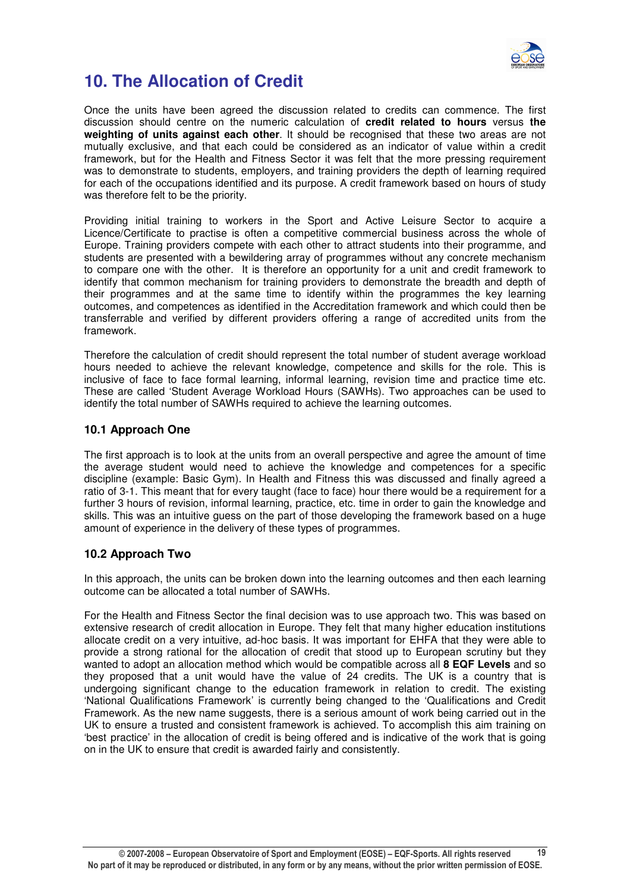# 10. The Allocation of Credit

Once the units have been agreed the discussion related to credits can commence. The first discussion should centre on the numeric calculation of **credit related to hours** versus **the weighting of units against each other**. It should be recognised that these two areas are not mutually exclusive, and that each could be considered as an indicator of value within a credit framework, but for the Health and Fitness Sector it was felt that the more pressing requirement was to demonstrate to students, employers, and training providers the depth of learning required for each of the occupations identified and its purpose. A credit framework based on hours of study was therefore felt to be the priority.

Providing initial training to workers in the Sport and Active Leisure Sector to acquire a Licence/Certificate to practise is often a competitive commercial business across the whole of Europe. Training providers compete with each other to attract students into their programme, and students are presented with a bewildering array of programmes without any concrete mechanism to compare one with the other. It is therefore an opportunity for a unit and credit framework to identify that common mechanism for training providers to demonstrate the breadth and depth of their programmes and at the same time to identify within the programmes the key learning outcomes, and competences as identified in the Accreditation framework and which could then be transferrable and verified by different providers offering a range of accredited units from the framework.

Therefore the calculation of credit should represent the total number of student average workload hours needed to achieve the relevant knowledge, competence and skills for the role. This is inclusive of face to face formal learning, informal learning, revision time and practice time etc. These are called 'Student Average Workload Hours (SAWHs). Two approaches can be used to identify the total number of SAWHs required to achieve the learning outcomes.

## 10.1 Approach One

The first approach is to look at the units from an overall perspective and agree the amount of time the average student would need to achieve the knowledge and competences for a specific discipline (example: Basic Gym). In Health and Fitness this was discussed and finally agreed a ratio of 3-1. This meant that for every taught (face to face) hour there would be a requirement for a further 3 hours of revision, informal learning, practice, etc. time in order to gain the knowledge and skills. This was an intuitive guess on the part of those developing the framework based on a huge amount of experience in the delivery of these types of programmes.

## 10.2 Approach Two

In this approach, the units can be broken down into the learning outcomes and then each learning outcome can be allocated a total number of SAWHs.

For the Health and Fitness Sector the final decision was to use approach two. This was based on extensive research of credit allocation in Europe. They felt that many higher education institutions allocate credit on a very intuitive, ad-hoc basis. It was important for EHFA that they were able to provide a strong rational for the allocation of credit that stood up to European scrutiny but they wanted to adopt an allocation method which would be compatible across all **8 EQF Levels** and so they proposed that a unit would have the value of 24 credits. The UK is a country that is undergoing significant change to the education framework in relation to credit. The existing 'National Qualifications Framework' is currently being changed to the 'Qualifications and Credit Framework. As the new name suggests, there is a serious amount of work being carried out in the UK to ensure a trusted and consistent framework is achieved. To accomplish this aim training on 'best practice' in the allocation of credit is being offered and is indicative of the work that is going on in the UK to ensure that credit is awarded fairly and consistently.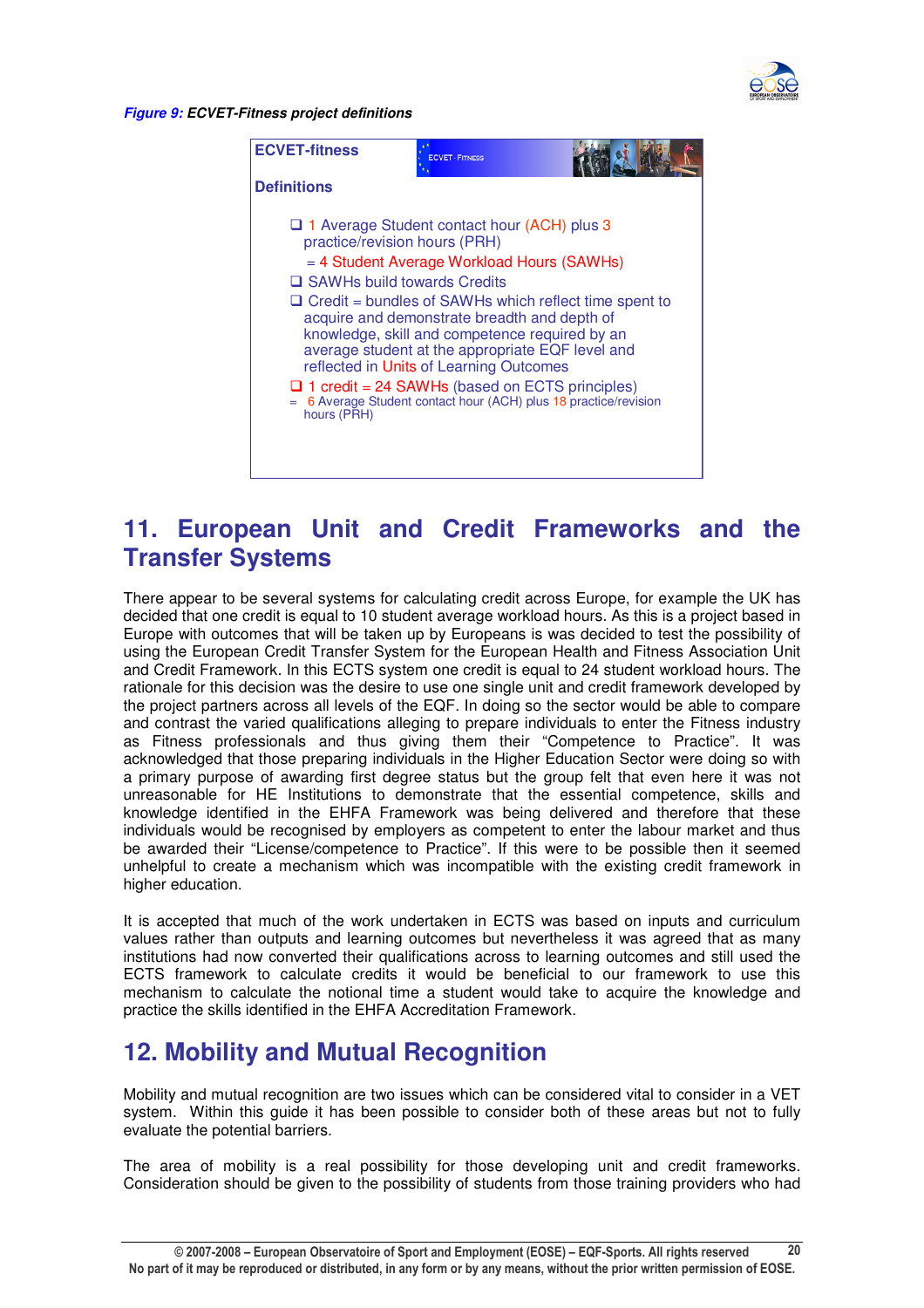*Figure 9:* ***ECVET-Fitness project definitions***

**ECVET-fitness**

**Definitions**

- 1 Average Student contact hour (ACH) plus 3 practice/revision hours (PRH)
  = 4 Student Average Workload Hours (SAWHs)
- SAWHs build towards Credits
- Credit = bundles of SAWHs which reflect time spent to acquire and demonstrate breadth and depth of knowledge, skill and competence required by an average student at the appropriate EQF level and reflected in Units of Learning Outcomes
- 1 credit = 24 SAWHs (based on ECTS principles)
  = 6 Average Student contact hour (ACH) plus 18 practice/revision hours (PRH)

# 11. European Unit and Credit Frameworks and the Transfer Systems

There appear to be several systems for calculating credit across Europe, for example the UK has decided that one credit is equal to 10 student average workload hours. As this is a project based in Europe with outcomes that will be taken up by Europeans is was decided to test the possibility of using the European Credit Transfer System for the European Health and Fitness Association Unit and Credit Framework. In this ECTS system one credit is equal to 24 student workload hours. The rationale for this decision was the desire to use one single unit and credit framework developed by the project partners across all levels of the EQF. In doing so the sector would be able to compare and contrast the varied qualifications alleging to prepare individuals to enter the Fitness industry as Fitness professionals and thus giving them their "Competence to Practice". It was acknowledged that those preparing individuals in the Higher Education Sector were doing so with a primary purpose of awarding first degree status but the group felt that even here it was not unreasonable for HE Institutions to demonstrate that the essential competence, skills and knowledge identified in the EHFA Framework was being delivered and therefore that these individuals would be recognised by employers as competent to enter the labour market and thus be awarded their "License/competence to Practice". If this were to be possible then it seemed unhelpful to create a mechanism which was incompatible with the existing credit framework in higher education.

It is accepted that much of the work undertaken in ECTS was based on inputs and curriculum values rather than outputs and learning outcomes but nevertheless it was agreed that as many institutions had now converted their qualifications across to learning outcomes and still used the ECTS framework to calculate credits it would be beneficial to our framework to use this mechanism to calculate the notional time a student would take to acquire the knowledge and practice the skills identified in the EHFA Accreditation Framework.

# 12. Mobility and Mutual Recognition

Mobility and mutual recognition are two issues which can be considered vital to consider in a VET system. Within this guide it has been possible to consider both of these areas but not to fully evaluate the potential barriers.

The area of mobility is a real possibility for those developing unit and credit frameworks. Consideration should be given to the possibility of students from those training providers who had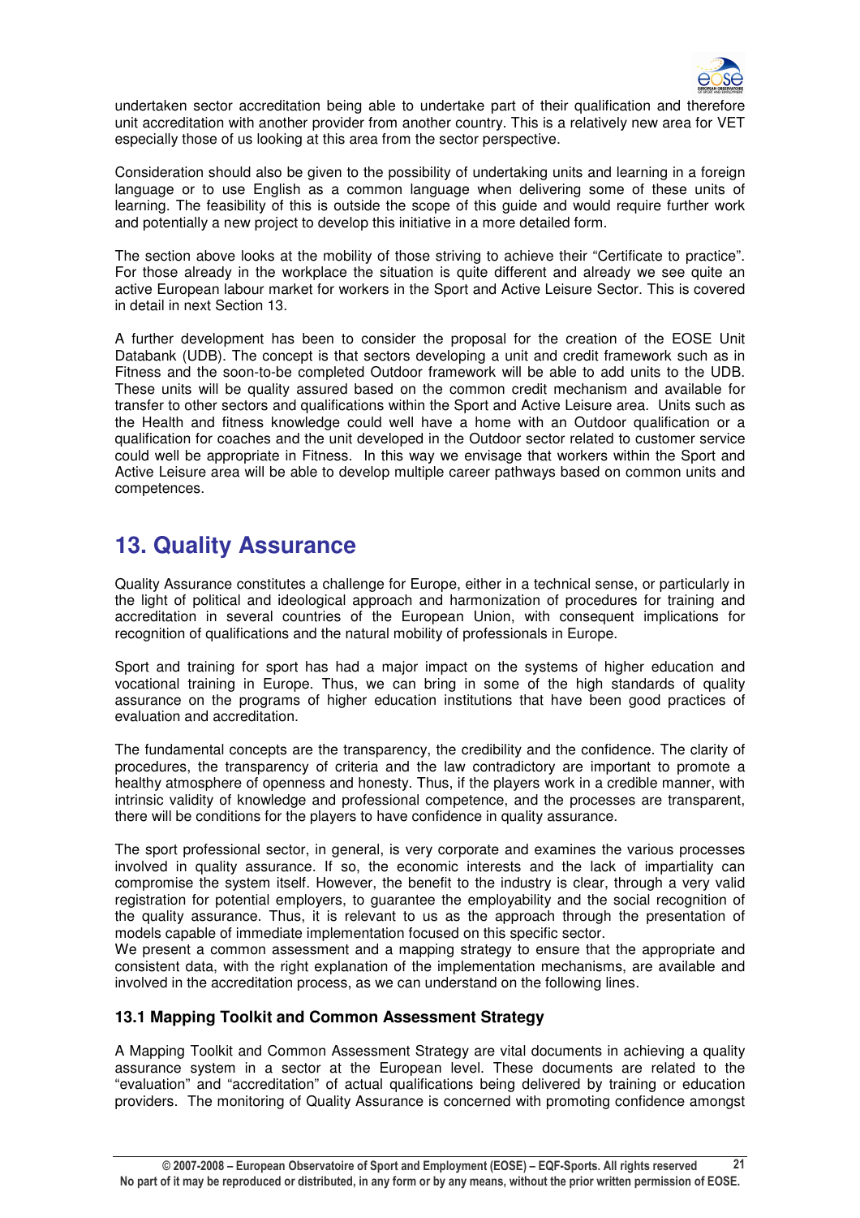undertaken sector accreditation being able to undertake part of their qualification and therefore unit accreditation with another provider from another country. This is a relatively new area for VET especially those of us looking at this area from the sector perspective.

Consideration should also be given to the possibility of undertaking units and learning in a foreign language or to use English as a common language when delivering some of these units of learning. The feasibility of this is outside the scope of this guide and would require further work and potentially a new project to develop this initiative in a more detailed form.

The section above looks at the mobility of those striving to achieve their "Certificate to practice". For those already in the workplace the situation is quite different and already we see quite an active European labour market for workers in the Sport and Active Leisure Sector. This is covered in detail in next Section 13.

A further development has been to consider the proposal for the creation of the EOSE Unit Databank (UDB). The concept is that sectors developing a unit and credit framework such as in Fitness and the soon-to-be completed Outdoor framework will be able to add units to the UDB. These units will be quality assured based on the common credit mechanism and available for transfer to other sectors and qualifications within the Sport and Active Leisure area. Units such as the Health and fitness knowledge could well have a home with an Outdoor qualification or a qualification for coaches and the unit developed in the Outdoor sector related to customer service could well be appropriate in Fitness. In this way we envisage that workers within the Sport and Active Leisure area will be able to develop multiple career pathways based on common units and competences.

# 13. Quality Assurance

Quality Assurance constitutes a challenge for Europe, either in a technical sense, or particularly in the light of political and ideological approach and harmonization of procedures for training and accreditation in several countries of the European Union, with consequent implications for recognition of qualifications and the natural mobility of professionals in Europe.

Sport and training for sport has had a major impact on the systems of higher education and vocational training in Europe. Thus, we can bring in some of the high standards of quality assurance on the programs of higher education institutions that have been good practices of evaluation and accreditation.

The fundamental concepts are the transparency, the credibility and the confidence. The clarity of procedures, the transparency of criteria and the law contradictory are important to promote a healthy atmosphere of openness and honesty. Thus, if the players work in a credible manner, with intrinsic validity of knowledge and professional competence, and the processes are transparent, there will be conditions for the players to have confidence in quality assurance.

The sport professional sector, in general, is very corporate and examines the various processes involved in quality assurance. If so, the economic interests and the lack of impartiality can compromise the system itself. However, the benefit to the industry is clear, through a very valid registration for potential employers, to guarantee the employability and the social recognition of the quality assurance. Thus, it is relevant to us as the approach through the presentation of models capable of immediate implementation focused on this specific sector.

We present a common assessment and a mapping strategy to ensure that the appropriate and consistent data, with the right explanation of the implementation mechanisms, are available and involved in the accreditation process, as we can understand on the following lines.

### 13.1 Mapping Toolkit and Common Assessment Strategy

A Mapping Toolkit and Common Assessment Strategy are vital documents in achieving a quality assurance system in a sector at the European level. These documents are related to the "evaluation" and "accreditation" of actual qualifications being delivered by training or education providers. The monitoring of Quality Assurance is concerned with promoting confidence amongst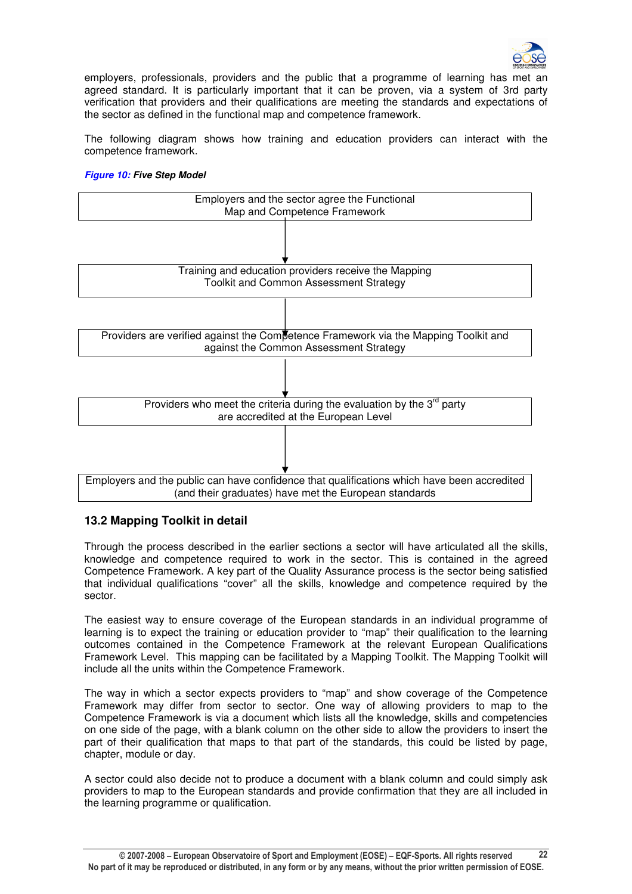employers, professionals, providers and the public that a programme of learning has met an agreed standard. It is particularly important that it can be proven, via a system of 3rd party verification that providers and their qualifications are meeting the standards and expectations of the sector as defined in the functional map and competence framework.

The following diagram shows how training and education providers can interact with the competence framework.

***Figure 10:* Five Step Model**

Employers and the sector agree the Functional Map and Competence Framework

↓

Training and education providers receive the Mapping Toolkit and Common Assessment Strategy

↓

Providers are verified against the Competence Framework via the Mapping Toolkit and against the Common Assessment Strategy

↓

Providers who meet the criteria during the evaluation by the 3rd party are accredited at the European Level

↓

Employers and the public can have confidence that qualifications which have been accredited (and their graduates) have met the European standards

## 13.2 Mapping Toolkit in detail

Through the process described in the earlier sections a sector will have articulated all the skills, knowledge and competence required to work in the sector. This is contained in the agreed Competence Framework. A key part of the Quality Assurance process is the sector being satisfied that individual qualifications "cover" all the skills, knowledge and competence required by the sector.

The easiest way to ensure coverage of the European standards in an individual programme of learning is to expect the training or education provider to "map" their qualification to the learning outcomes contained in the Competence Framework at the relevant European Qualifications Framework Level. This mapping can be facilitated by a Mapping Toolkit. The Mapping Toolkit will include all the units within the Competence Framework.

The way in which a sector expects providers to "map" and show coverage of the Competence Framework may differ from sector to sector. One way of allowing providers to map to the Competence Framework is via a document which lists all the knowledge, skills and competencies on one side of the page, with a blank column on the other side to allow the providers to insert the part of their qualification that maps to that part of the standards, this could be listed by page, chapter, module or day.

A sector could also decide not to produce a document with a blank column and could simply ask providers to map to the European standards and provide confirmation that they are all included in the learning programme or qualification.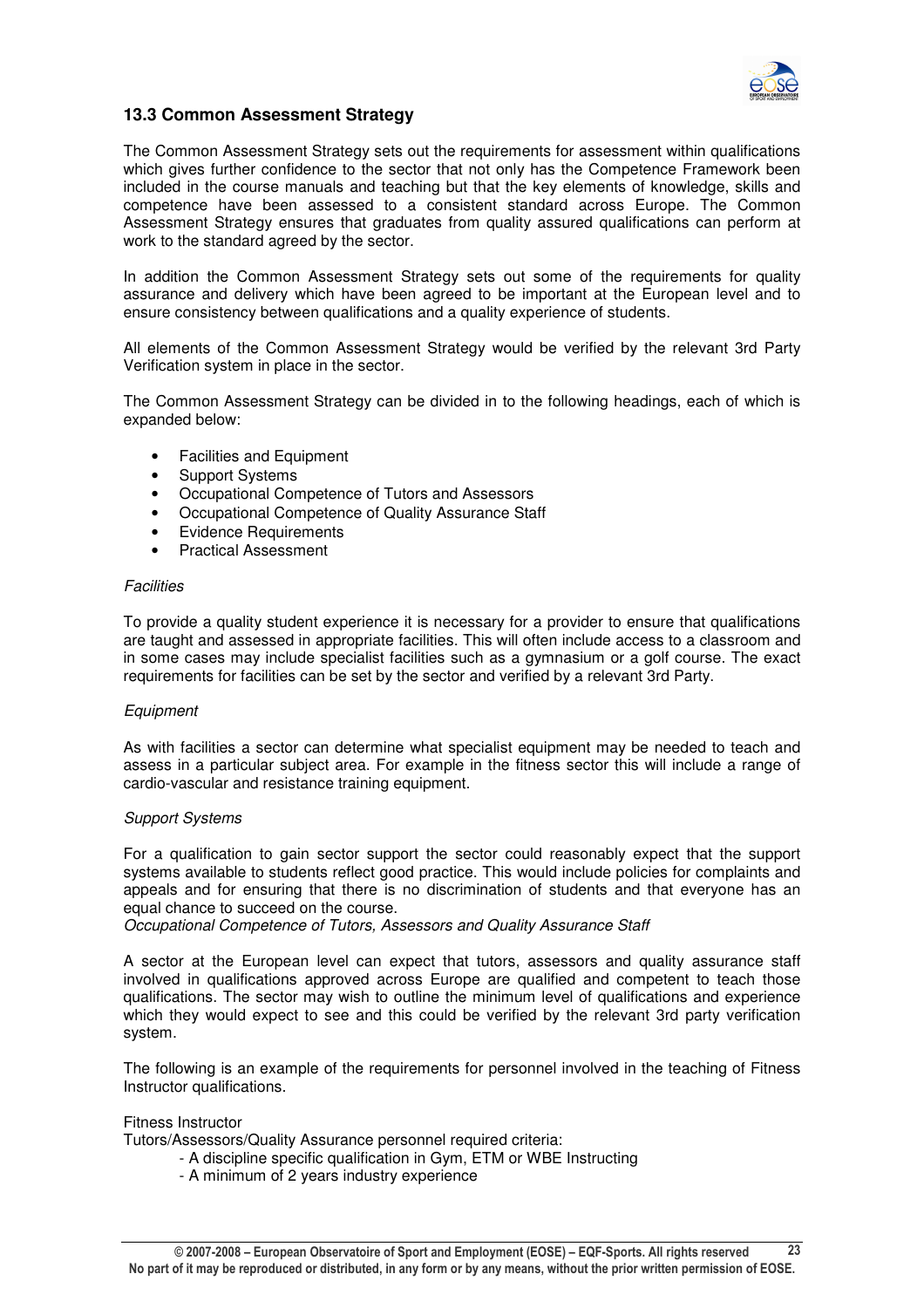### 13.3 Common Assessment Strategy

The Common Assessment Strategy sets out the requirements for assessment within qualifications which gives further confidence to the sector that not only has the Competence Framework been included in the course manuals and teaching but that the key elements of knowledge, skills and competence have been assessed to a consistent standard across Europe. The Common Assessment Strategy ensures that graduates from quality assured qualifications can perform at work to the standard agreed by the sector.

In addition the Common Assessment Strategy sets out some of the requirements for quality assurance and delivery which have been agreed to be important at the European level and to ensure consistency between qualifications and a quality experience of students.

All elements of the Common Assessment Strategy would be verified by the relevant 3rd Party Verification system in place in the sector.

The Common Assessment Strategy can be divided in to the following headings, each of which is expanded below:

- Facilities and Equipment
- Support Systems
- Occupational Competence of Tutors and Assessors
- Occupational Competence of Quality Assurance Staff
- Evidence Requirements
- Practical Assessment

*Facilities*

To provide a quality student experience it is necessary for a provider to ensure that qualifications are taught and assessed in appropriate facilities. This will often include access to a classroom and in some cases may include specialist facilities such as a gymnasium or a golf course. The exact requirements for facilities can be set by the sector and verified by a relevant 3rd Party.

*Equipment*

As with facilities a sector can determine what specialist equipment may be needed to teach and assess in a particular subject area. For example in the fitness sector this will include a range of cardio-vascular and resistance training equipment.

*Support Systems*

For a qualification to gain sector support the sector could reasonably expect that the support systems available to students reflect good practice. This would include policies for complaints and appeals and for ensuring that there is no discrimination of students and that everyone has an equal chance to succeed on the course.

*Occupational Competence of Tutors, Assessors and Quality Assurance Staff*

A sector at the European level can expect that tutors, assessors and quality assurance staff involved in qualifications approved across Europe are qualified and competent to teach those qualifications. The sector may wish to outline the minimum level of qualifications and experience which they would expect to see and this could be verified by the relevant 3rd party verification system.

The following is an example of the requirements for personnel involved in the teaching of Fitness Instructor qualifications.

Fitness Instructor

Tutors/Assessors/Quality Assurance personnel required criteria:

- A discipline specific qualification in Gym, ETM or WBE Instructing
- A minimum of 2 years industry experience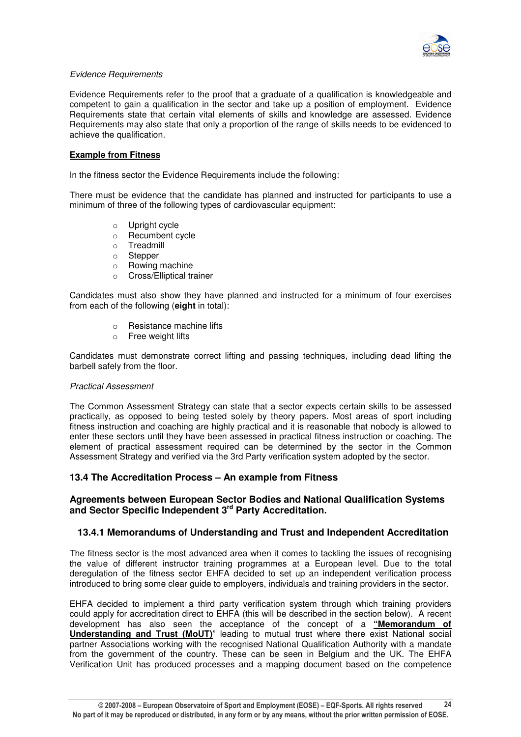*Evidence Requirements*

Evidence Requirements refer to the proof that a graduate of a qualification is knowledgeable and competent to gain a qualification in the sector and take up a position of employment. Evidence Requirements state that certain vital elements of skills and knowledge are assessed. Evidence Requirements may also state that only a proportion of the range of skills needs to be evidenced to achieve the qualification.

**Example from Fitness**

In the fitness sector the Evidence Requirements include the following:

There must be evidence that the candidate has planned and instructed for participants to use a minimum of three of the following types of cardiovascular equipment:

- Upright cycle
- Recumbent cycle
- Treadmill
- Stepper
- Rowing machine
- Cross/Elliptical trainer

Candidates must also show they have planned and instructed for a minimum of four exercises from each of the following (**eight** in total):

- Resistance machine lifts
- Free weight lifts

Candidates must demonstrate correct lifting and passing techniques, including dead lifting the barbell safely from the floor.

*Practical Assessment*

The Common Assessment Strategy can state that a sector expects certain skills to be assessed practically, as opposed to being tested solely by theory papers. Most areas of sport including fitness instruction and coaching are highly practical and it is reasonable that nobody is allowed to enter these sectors until they have been assessed in practical fitness instruction or coaching. The element of practical assessment required can be determined by the sector in the Common Assessment Strategy and verified via the 3rd Party verification system adopted by the sector.

## 13.4 The Accreditation Process – An example from Fitness

### Agreements between European Sector Bodies and National Qualification Systems and Sector Specific Independent 3rd Party Accreditation.

### 13.4.1 Memorandums of Understanding and Trust and Independent Accreditation

The fitness sector is the most advanced area when it comes to tackling the issues of recognising the value of different instructor training programmes at a European level. Due to the total deregulation of the fitness sector EHFA decided to set up an independent verification process introduced to bring some clear guide to employers, individuals and training providers in the sector.

EHFA decided to implement a third party verification system through which training providers could apply for accreditation direct to EHFA (this will be described in the section below). A recent development has also seen the acceptance of the concept of a **"Memorandum of Understanding and Trust (MoUT)"** leading to mutual trust where there exist National social partner Associations working with the recognised National Qualification Authority with a mandate from the government of the country. These can be seen in Belgium and the UK. The EHFA Verification Unit has produced processes and a mapping document based on the competence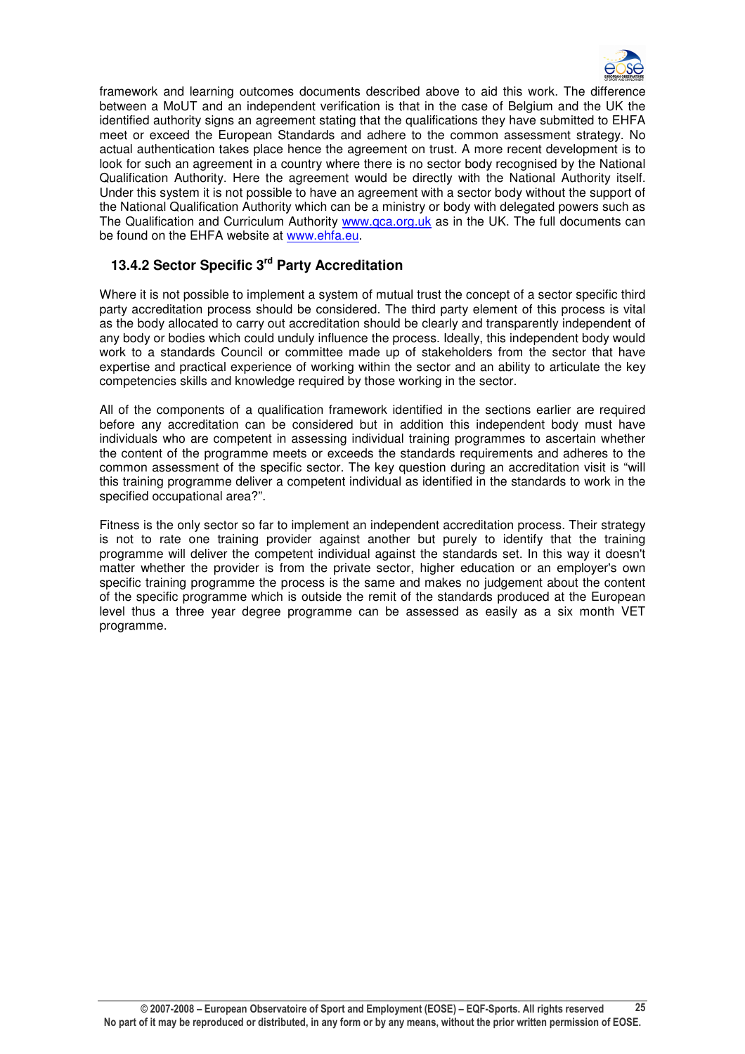framework and learning outcomes documents described above to aid this work. The difference between a MoUT and an independent verification is that in the case of Belgium and the UK the identified authority signs an agreement stating that the qualifications they have submitted to EHFA meet or exceed the European Standards and adhere to the common assessment strategy. No actual authentication takes place hence the agreement on trust. A more recent development is to look for such an agreement in a country where there is no sector body recognised by the National Qualification Authority. Here the agreement would be directly with the National Authority itself. Under this system it is not possible to have an agreement with a sector body without the support of the National Qualification Authority which can be a ministry or body with delegated powers such as The Qualification and Curriculum Authority www.qca.org.uk as in the UK. The full documents can be found on the EHFA website at www.ehfa.eu.

### 13.4.2 Sector Specific 3rd Party Accreditation

Where it is not possible to implement a system of mutual trust the concept of a sector specific third party accreditation process should be considered. The third party element of this process is vital as the body allocated to carry out accreditation should be clearly and transparently independent of any body or bodies which could unduly influence the process. Ideally, this independent body would work to a standards Council or committee made up of stakeholders from the sector that have expertise and practical experience of working within the sector and an ability to articulate the key competencies skills and knowledge required by those working in the sector.

All of the components of a qualification framework identified in the sections earlier are required before any accreditation can be considered but in addition this independent body must have individuals who are competent in assessing individual training programmes to ascertain whether the content of the programme meets or exceeds the standards requirements and adheres to the common assessment of the specific sector. The key question during an accreditation visit is "will this training programme deliver a competent individual as identified in the standards to work in the specified occupational area?".

Fitness is the only sector so far to implement an independent accreditation process. Their strategy is not to rate one training provider against another but purely to identify that the training programme will deliver the competent individual against the standards set. In this way it doesn't matter whether the provider is from the private sector, higher education or an employer's own specific training programme the process is the same and makes no judgement about the content of the specific programme which is outside the remit of the standards produced at the European level thus a three year degree programme can be assessed as easily as a six month VET programme.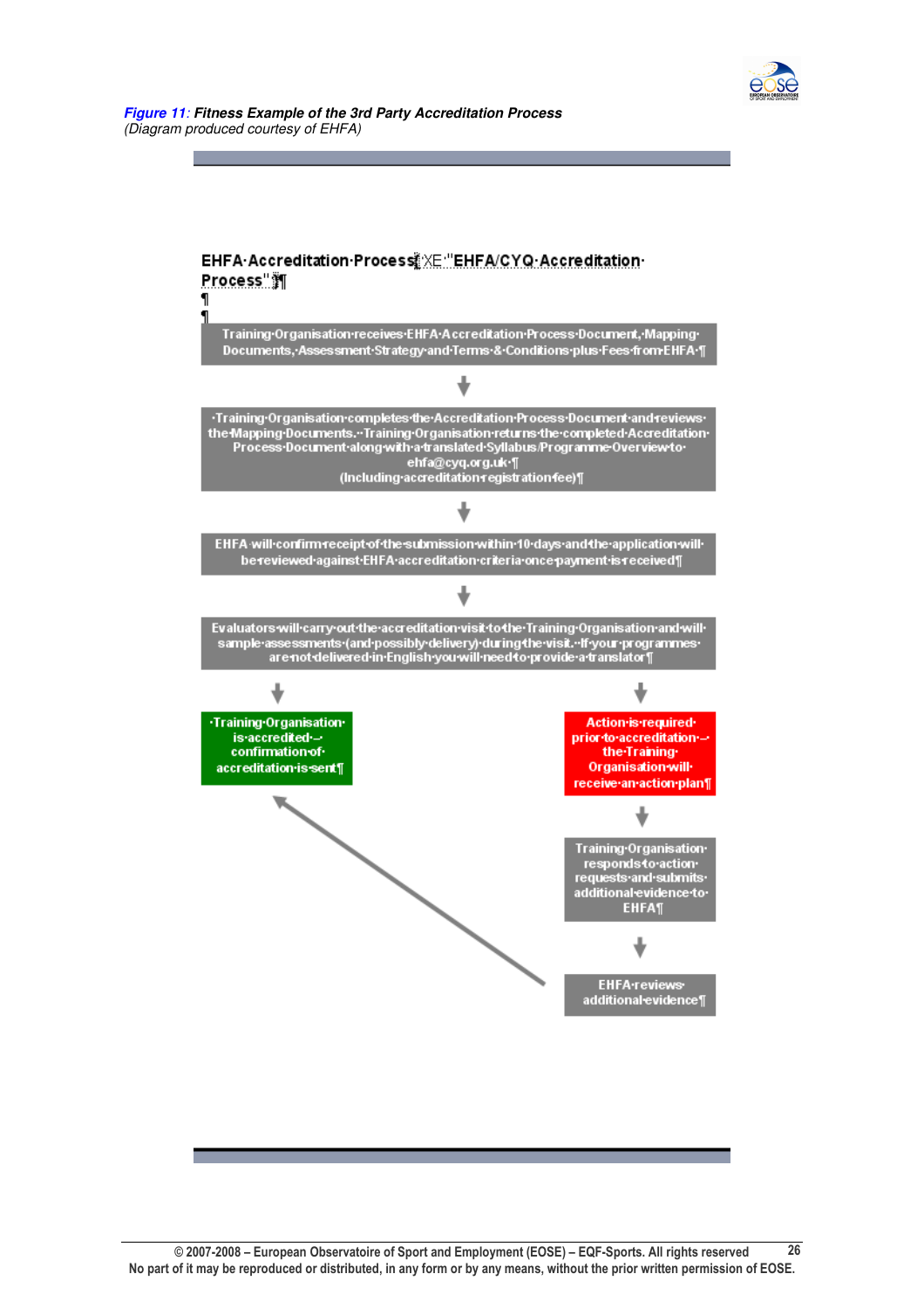***Figure 11**: Fitness Example of the 3rd Party Accreditation Process*
*(Diagram produced courtesy of EHFA)*

**EHFA Accreditation Process**

Training Organisation receives EHFA Accreditation Process Document, Mapping Documents, Assessment Strategy and Terms & Conditions plus Fees from EHFA

↓

Training Organisation completes the Accreditation Process Document and reviews the Mapping Documents. Training Organisation returns the completed Accreditation Process Document along with a translated Syllabus/Programme Overview to ehfa@cyq.org.uk
(Including accreditation registration fee)

↓

EHFA will confirm receipt of the submission within 10 days and the application will be reviewed against EHFA accreditation criteria once payment is received

↓

Evaluators will carry out the accreditation visit to the Training Organisation and will sample assessments (and possibly delivery) during the visit. If your programmes are not delivered in English you will need to provide a translator

↓

- Training Organisation is accredited – confirmation of accreditation is sent
- Action is required prior to accreditation – the Training Organisation will receive an action plan
  - ↓ Training Organisation responds to action requests and submits additional evidence to EHFA
  - ↓ EHFA reviews additional evidence → Training Organisation is accredited – confirmation of accreditation is sent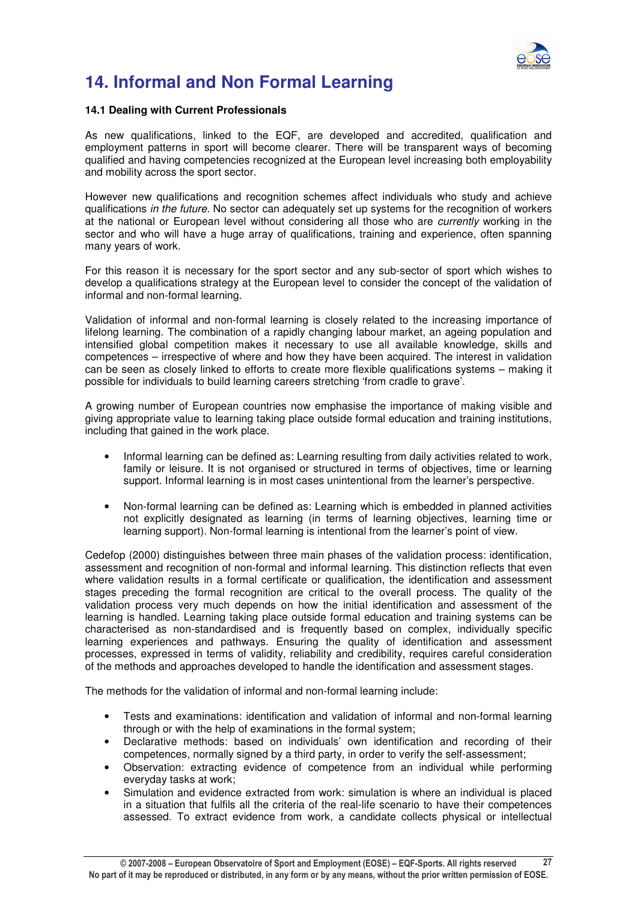# 14. Informal and Non Formal Learning

**14.1 Dealing with Current Professionals**

As new qualifications, linked to the EQF, are developed and accredited, qualification and employment patterns in sport will become clearer. There will be transparent ways of becoming qualified and having competencies recognized at the European level increasing both employability and mobility across the sport sector.

However new qualifications and recognition schemes affect individuals who study and achieve qualifications *in the future.* No sector can adequately set up systems for the recognition of workers at the national or European level without considering all those who are *currently* working in the sector and who will have a huge array of qualifications, training and experience, often spanning many years of work.

For this reason it is necessary for the sport sector and any sub-sector of sport which wishes to develop a qualifications strategy at the European level to consider the concept of the validation of informal and non-formal learning.

Validation of informal and non-formal learning is closely related to the increasing importance of lifelong learning. The combination of a rapidly changing labour market, an ageing population and intensified global competition makes it necessary to use all available knowledge, skills and competences – irrespective of where and how they have been acquired. The interest in validation can be seen as closely linked to efforts to create more flexible qualifications systems – making it possible for individuals to build learning careers stretching 'from cradle to grave'.

A growing number of European countries now emphasise the importance of making visible and giving appropriate value to learning taking place outside formal education and training institutions, including that gained in the work place.

- Informal learning can be defined as: Learning resulting from daily activities related to work, family or leisure. It is not organised or structured in terms of objectives, time or learning support. Informal learning is in most cases unintentional from the learner's perspective.

- Non-formal learning can be defined as: Learning which is embedded in planned activities not explicitly designated as learning (in terms of learning objectives, learning time or learning support). Non-formal learning is intentional from the learner's point of view.

Cedefop (2000) distinguishes between three main phases of the validation process: identification, assessment and recognition of non-formal and informal learning. This distinction reflects that even where validation results in a formal certificate or qualification, the identification and assessment stages preceding the formal recognition are critical to the overall process. The quality of the validation process very much depends on how the initial identification and assessment of the learning is handled. Learning taking place outside formal education and training systems can be characterised as non-standardised and is frequently based on complex, individually specific learning experiences and pathways. Ensuring the quality of identification and assessment processes, expressed in terms of validity, reliability and credibility, requires careful consideration of the methods and approaches developed to handle the identification and assessment stages.

The methods for the validation of informal and non-formal learning include:

- Tests and examinations: identification and validation of informal and non-formal learning through or with the help of examinations in the formal system;
- Declarative methods: based on individuals' own identification and recording of their competences, normally signed by a third party, in order to verify the self-assessment;
- Observation: extracting evidence of competence from an individual while performing everyday tasks at work;
- Simulation and evidence extracted from work: simulation is where an individual is placed in a situation that fulfils all the criteria of the real-life scenario to have their competences assessed. To extract evidence from work, a candidate collects physical or intellectual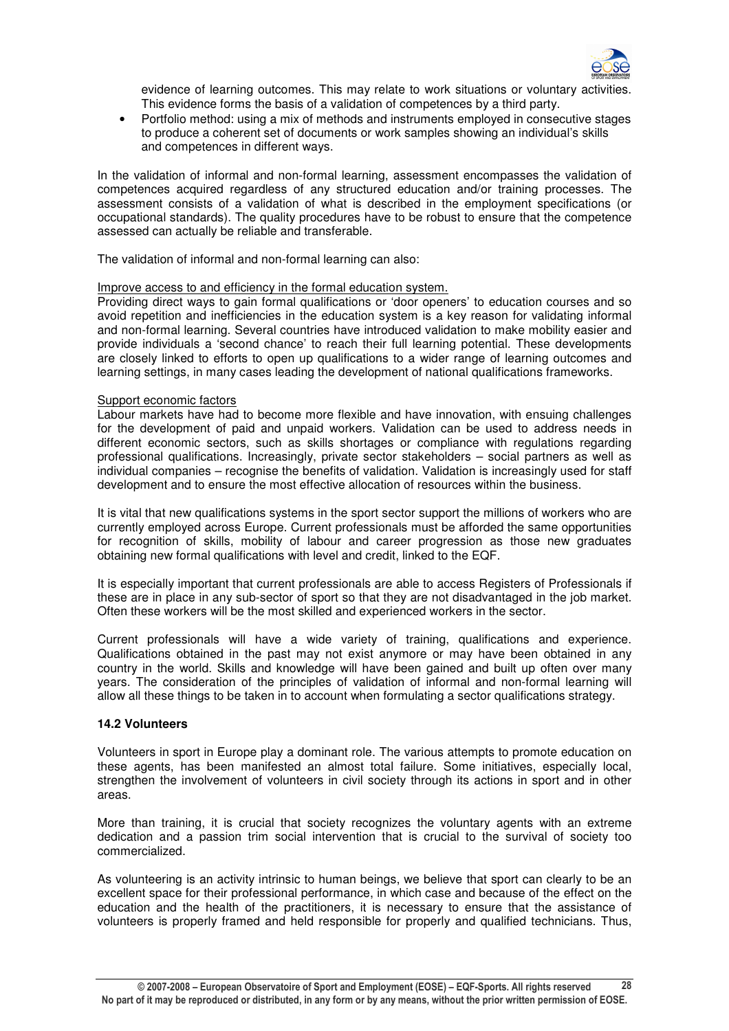evidence of learning outcomes. This may relate to work situations or voluntary activities. This evidence forms the basis of a validation of competences by a third party.

- Portfolio method: using a mix of methods and instruments employed in consecutive stages to produce a coherent set of documents or work samples showing an individual's skills and competences in different ways.

In the validation of informal and non-formal learning, assessment encompasses the validation of competences acquired regardless of any structured education and/or training processes. The assessment consists of a validation of what is described in the employment specifications (or occupational standards). The quality procedures have to be robust to ensure that the competence assessed can actually be reliable and transferable.

The validation of informal and non-formal learning can also:

<u>Improve access to and efficiency in the formal education system.</u>

Providing direct ways to gain formal qualifications or 'door openers' to education courses and so avoid repetition and inefficiencies in the education system is a key reason for validating informal and non-formal learning. Several countries have introduced validation to make mobility easier and provide individuals a 'second chance' to reach their full learning potential. These developments are closely linked to efforts to open up qualifications to a wider range of learning outcomes and learning settings, in many cases leading the development of national qualifications frameworks.

<u>Support economic factors</u>

Labour markets have had to become more flexible and have innovation, with ensuing challenges for the development of paid and unpaid workers. Validation can be used to address needs in different economic sectors, such as skills shortages or compliance with regulations regarding professional qualifications. Increasingly, private sector stakeholders – social partners as well as individual companies – recognise the benefits of validation. Validation is increasingly used for staff development and to ensure the most effective allocation of resources within the business.

It is vital that new qualifications systems in the sport sector support the millions of workers who are currently employed across Europe. Current professionals must be afforded the same opportunities for recognition of skills, mobility of labour and career progression as those new graduates obtaining new formal qualifications with level and credit, linked to the EQF.

It is especially important that current professionals are able to access Registers of Professionals if these are in place in any sub-sector of sport so that they are not disadvantaged in the job market. Often these workers will be the most skilled and experienced workers in the sector.

Current professionals will have a wide variety of training, qualifications and experience. Qualifications obtained in the past may not exist anymore or may have been obtained in any country in the world. Skills and knowledge will have been gained and built up often over many years. The consideration of the principles of validation of informal and non-formal learning will allow all these things to be taken in to account when formulating a sector qualifications strategy.

### 14.2 Volunteers

Volunteers in sport in Europe play a dominant role. The various attempts to promote education on these agents, has been manifested an almost total failure. Some initiatives, especially local, strengthen the involvement of volunteers in civil society through its actions in sport and in other areas.

More than training, it is crucial that society recognizes the voluntary agents with an extreme dedication and a passion trim social intervention that is crucial to the survival of society too commercialized.

As volunteering is an activity intrinsic to human beings, we believe that sport can clearly to be an excellent space for their professional performance, in which case and because of the effect on the education and the health of the practitioners, it is necessary to ensure that the assistance of volunteers is properly framed and held responsible for properly and qualified technicians. Thus,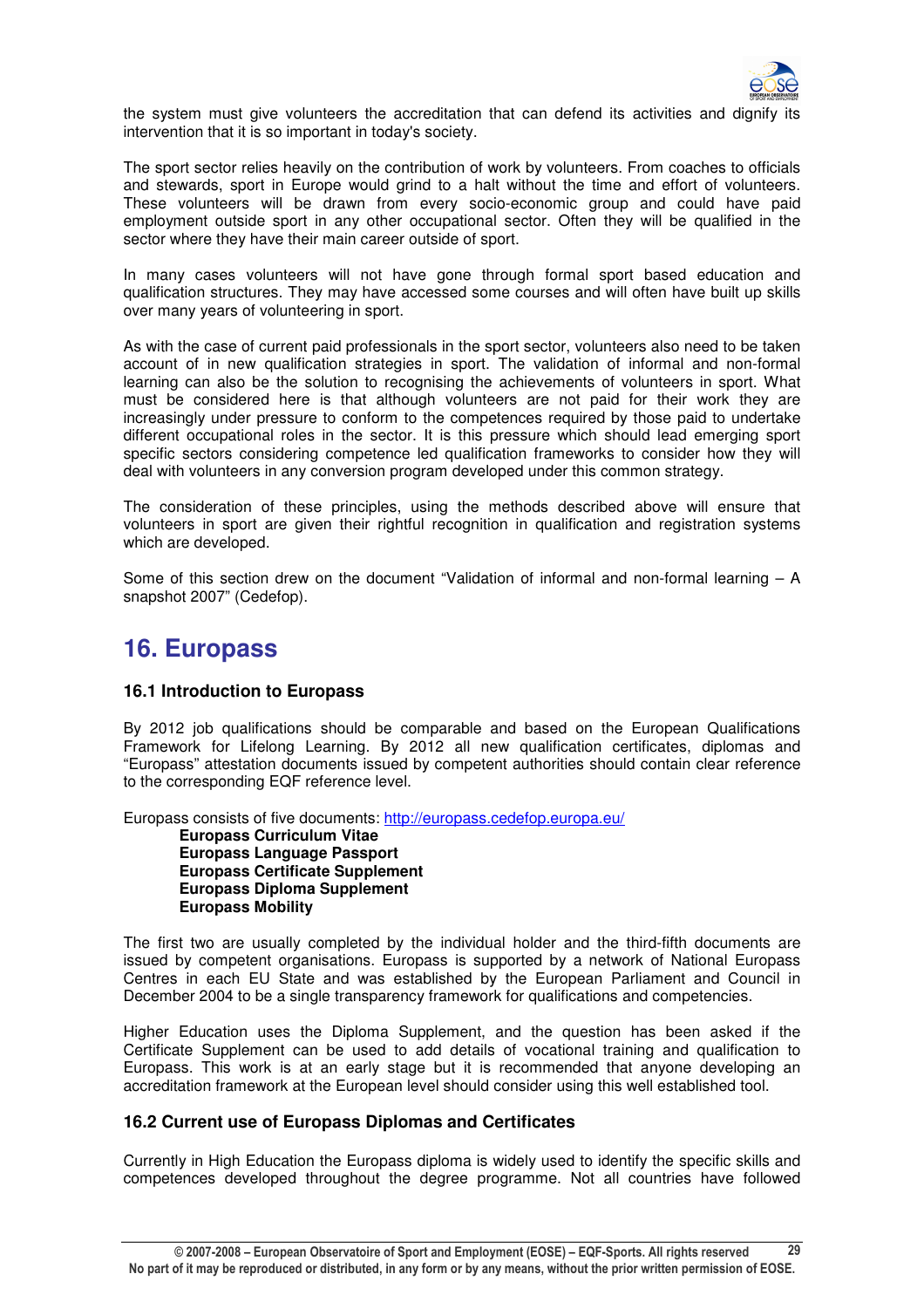the system must give volunteers the accreditation that can defend its activities and dignify its intervention that it is so important in today's society.

The sport sector relies heavily on the contribution of work by volunteers. From coaches to officials and stewards, sport in Europe would grind to a halt without the time and effort of volunteers. These volunteers will be drawn from every socio-economic group and could have paid employment outside sport in any other occupational sector. Often they will be qualified in the sector where they have their main career outside of sport.

In many cases volunteers will not have gone through formal sport based education and qualification structures. They may have accessed some courses and will often have built up skills over many years of volunteering in sport.

As with the case of current paid professionals in the sport sector, volunteers also need to be taken account of in new qualification strategies in sport. The validation of informal and non-formal learning can also be the solution to recognising the achievements of volunteers in sport. What must be considered here is that although volunteers are not paid for their work they are increasingly under pressure to conform to the competences required by those paid to undertake different occupational roles in the sector. It is this pressure which should lead emerging sport specific sectors considering competence led qualification frameworks to consider how they will deal with volunteers in any conversion program developed under this common strategy.

The consideration of these principles, using the methods described above will ensure that volunteers in sport are given their rightful recognition in qualification and registration systems which are developed.

Some of this section drew on the document "Validation of informal and non-formal learning – A snapshot 2007" (Cedefop).

# 16. Europass

### 16.1 Introduction to Europass

By 2012 job qualifications should be comparable and based on the European Qualifications Framework for Lifelong Learning. By 2012 all new qualification certificates, diplomas and "Europass" attestation documents issued by competent authorities should contain clear reference to the corresponding EQF reference level.

Europass consists of five documents: http://europass.cedefop.europa.eu/

- **Europass Curriculum Vitae**
- **Europass Language Passport**
- **Europass Certificate Supplement**
- **Europass Diploma Supplement**
- **Europass Mobility**

The first two are usually completed by the individual holder and the third-fifth documents are issued by competent organisations. Europass is supported by a network of National Europass Centres in each EU State and was established by the European Parliament and Council in December 2004 to be a single transparency framework for qualifications and competencies.

Higher Education uses the Diploma Supplement, and the question has been asked if the Certificate Supplement can be used to add details of vocational training and qualification to Europass. This work is at an early stage but it is recommended that anyone developing an accreditation framework at the European level should consider using this well established tool.

### 16.2 Current use of Europass Diplomas and Certificates

Currently in High Education the Europass diploma is widely used to identify the specific skills and competences developed throughout the degree programme. Not all countries have followed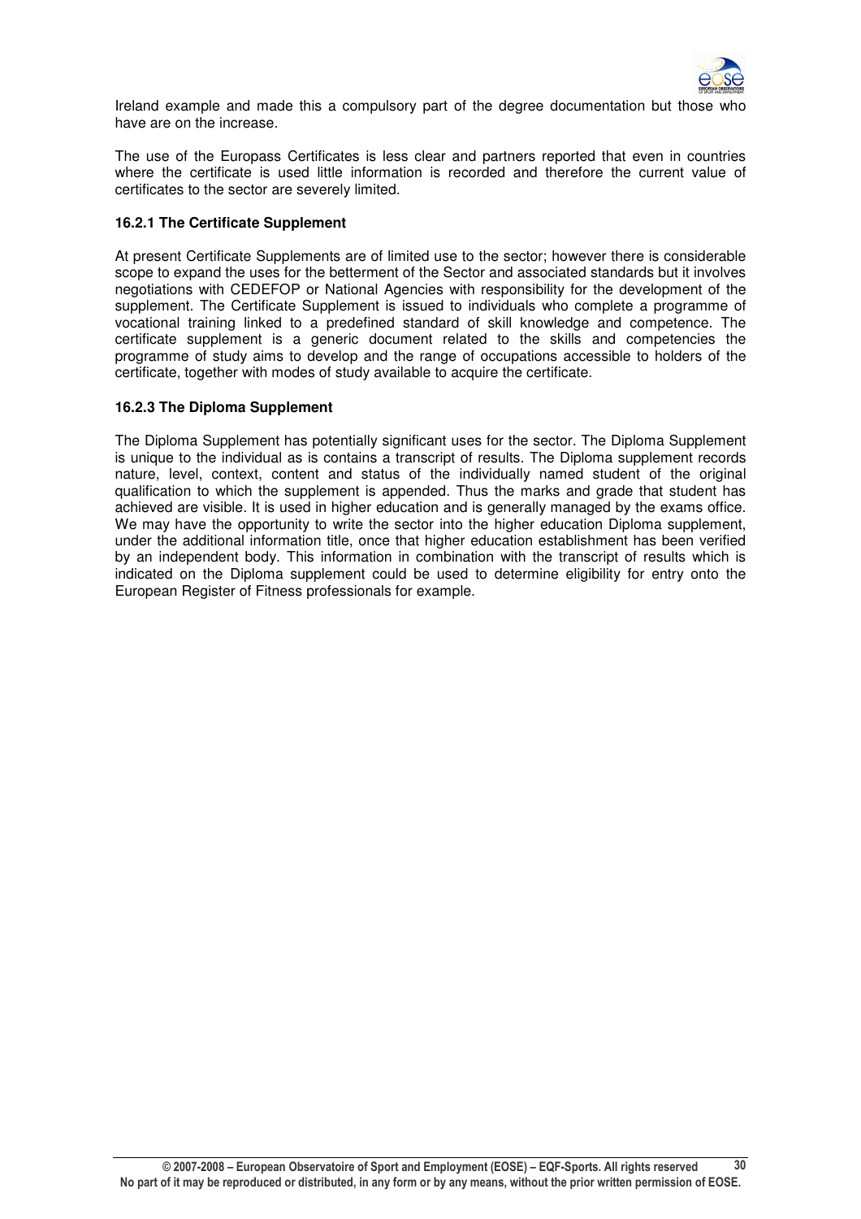Ireland example and made this a compulsory part of the degree documentation but those who have are on the increase.

The use of the Europass Certificates is less clear and partners reported that even in countries where the certificate is used little information is recorded and therefore the current value of certificates to the sector are severely limited.

#### 16.2.1 The Certificate Supplement

At present Certificate Supplements are of limited use to the sector; however there is considerable scope to expand the uses for the betterment of the Sector and associated standards but it involves negotiations with CEDEFOP or National Agencies with responsibility for the development of the supplement. The Certificate Supplement is issued to individuals who complete a programme of vocational training linked to a predefined standard of skill knowledge and competence. The certificate supplement is a generic document related to the skills and competencies the programme of study aims to develop and the range of occupations accessible to holders of the certificate, together with modes of study available to acquire the certificate.

#### 16.2.3 The Diploma Supplement

The Diploma Supplement has potentially significant uses for the sector. The Diploma Supplement is unique to the individual as is contains a transcript of results. The Diploma supplement records nature, level, context, content and status of the individually named student of the original qualification to which the supplement is appended. Thus the marks and grade that student has achieved are visible. It is used in higher education and is generally managed by the exams office. We may have the opportunity to write the sector into the higher education Diploma supplement, under the additional information title, once that higher education establishment has been verified by an independent body. This information in combination with the transcript of results which is indicated on the Diploma supplement could be used to determine eligibility for entry onto the European Register of Fitness professionals for example.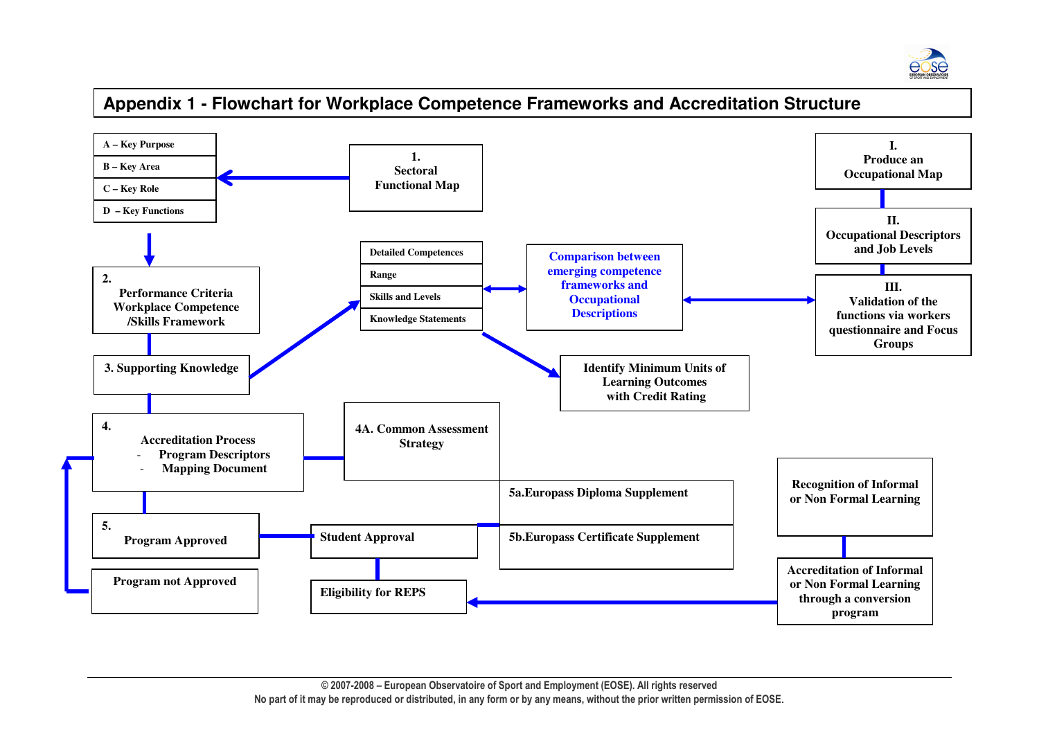# Appendix 1 - Flowchart for Workplace Competence Frameworks and Accreditation Structure

A – Key Purpose

B – Key Area

C – Key Role

D – Key Functions

1.
Sectoral
Functional Map

2.
Performance Criteria
Workplace Competence
/Skills Framework

3. Supporting Knowledge

Detailed Competences

Range

Skills and Levels

Knowledge Statements

Comparison between emerging competence frameworks and Occupational Descriptions

I.
Produce an
Occupational Map

II.
Occupational Descriptors
and Job Levels

III.
Validation of the
functions via workers
questionnaire and Focus
Groups

Identify Minimum Units of
Learning Outcomes
with Credit Rating

4.
Accreditation Process
- Program Descriptors
- Mapping Document

4A. Common Assessment
Strategy

5a.Europass Diploma Supplement

5b.Europass Certificate Supplement

Recognition of Informal
or Non Formal Learning

5.
Program Approved

Student Approval

Program not Approved

Eligibility for REPS

Accreditation of Informal
or Non Formal Learning
through a conversion
program